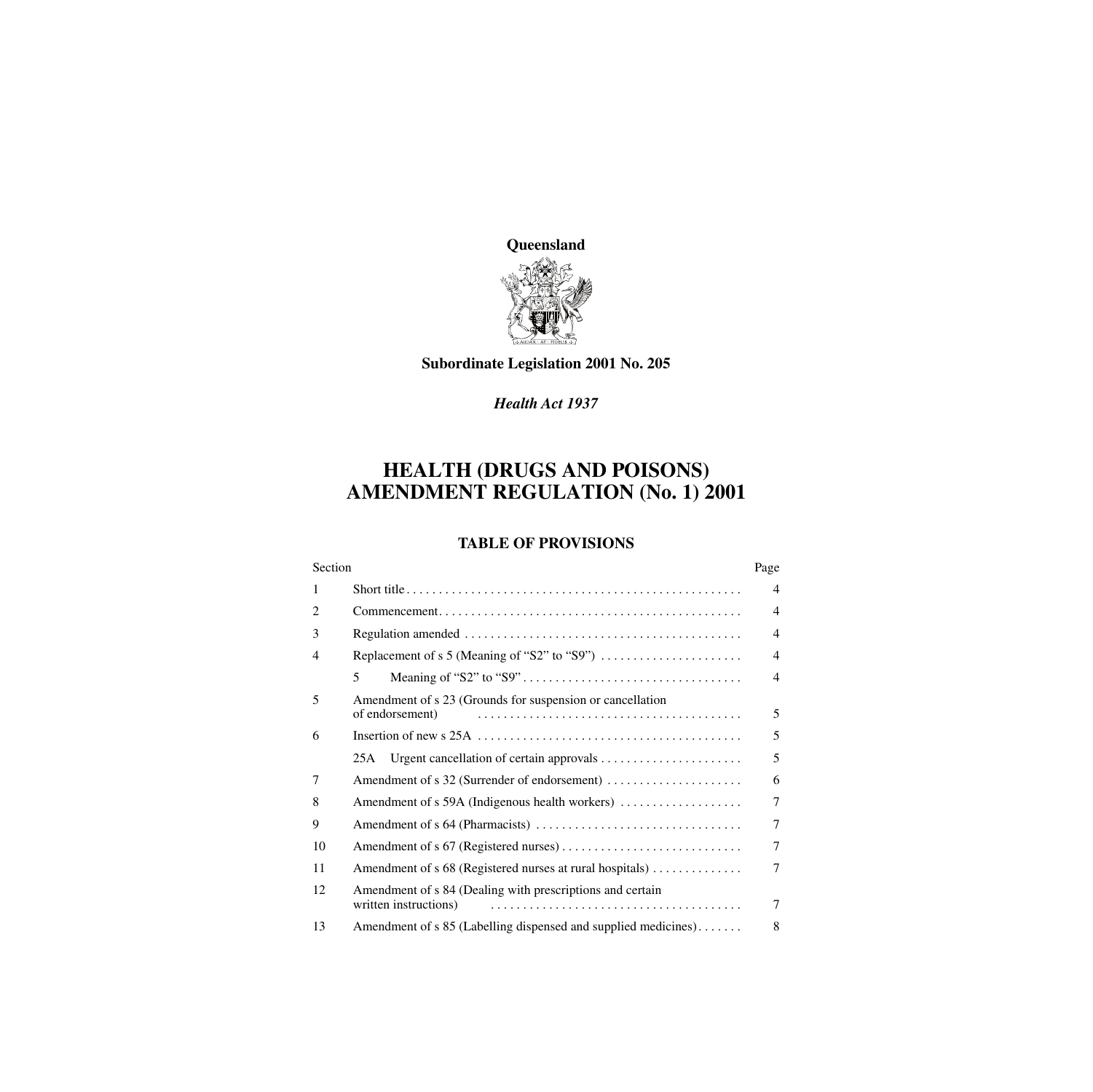**Queensland**

**Subordinate Legislation 2001 No. 205**

*Health Act 1937*

# HEALTH (DRUGS AND POISONS) AMENDMENT REGULATION (No. 1) 2001

## TABLE OF PROVISIONS

| Section | | Page |
|---|---|---|
| 1 | Short title | 4 |
| 2 | Commencement | 4 |
| 3 | Regulation amended | 4 |
| 4 | Replacement of s 5 (Meaning of "S2" to "S9") | 4 |
| | 5 Meaning of "S2" to "S9" | 4 |
| 5 | Amendment of s 23 (Grounds for suspension or cancellation of endorsement) | 5 |
| 6 | Insertion of new s 25A | 5 |
| | 25A Urgent cancellation of certain approvals | 5 |
| 7 | Amendment of s 32 (Surrender of endorsement) | 6 |
| 8 | Amendment of s 59A (Indigenous health workers) | 7 |
| 9 | Amendment of s 64 (Pharmacists) | 7 |
| 10 | Amendment of s 67 (Registered nurses) | 7 |
| 11 | Amendment of s 68 (Registered nurses at rural hospitals) | 7 |
| 12 | Amendment of s 84 (Dealing with prescriptions and certain written instructions) | 7 |
| 13 | Amendment of s 85 (Labelling dispensed and supplied medicines) | 8 |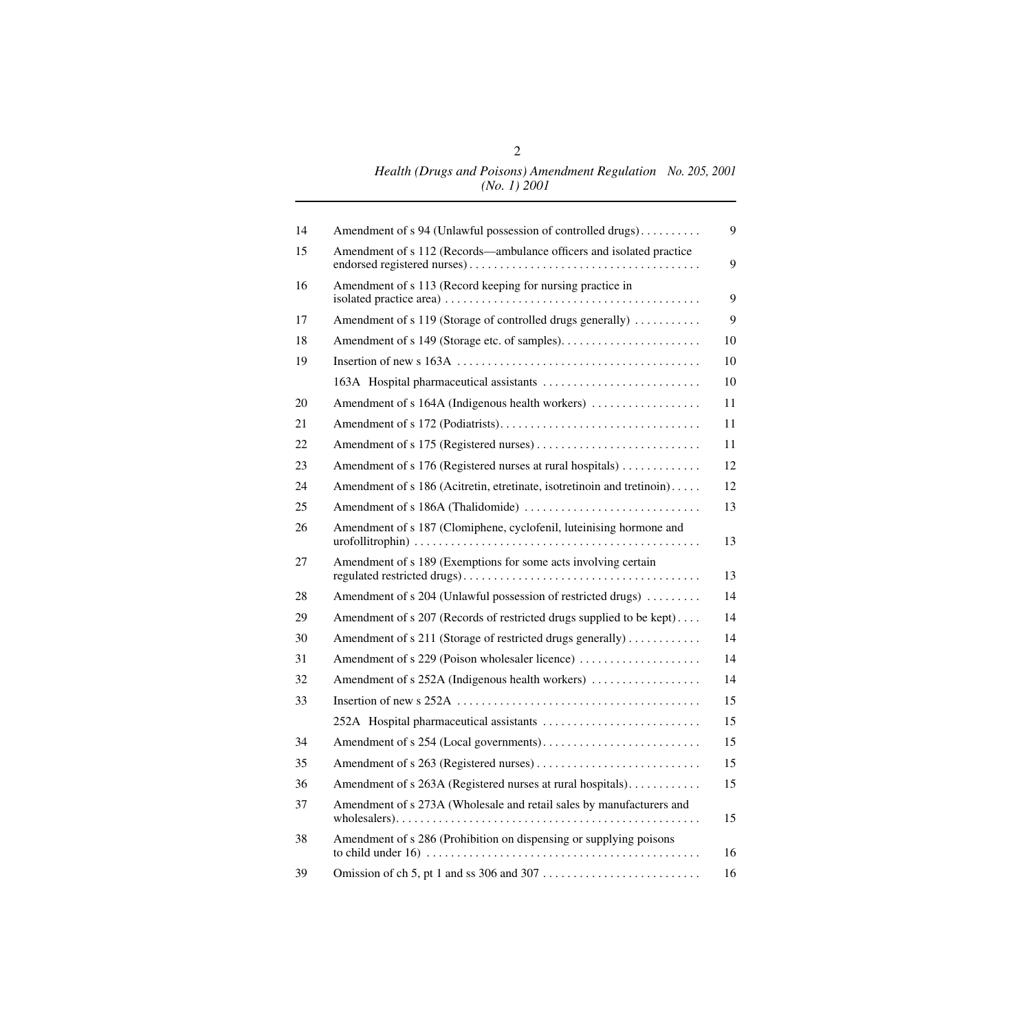| | | |
|---|---|---|
| 14 | Amendment of s 94 (Unlawful possession of controlled drugs) | 9 |
| 15 | Amendment of s 112 (Records—ambulance officers and isolated practice endorsed registered nurses) | 9 |
| 16 | Amendment of s 113 (Record keeping for nursing practice in isolated practice area) | 9 |
| 17 | Amendment of s 119 (Storage of controlled drugs generally) | 9 |
| 18 | Amendment of s 149 (Storage etc. of samples) | 10 |
| 19 | Insertion of new s 163A | 10 |
| | 163A Hospital pharmaceutical assistants | 10 |
| 20 | Amendment of s 164A (Indigenous health workers) | 11 |
| 21 | Amendment of s 172 (Podiatrists) | 11 |
| 22 | Amendment of s 175 (Registered nurses) | 11 |
| 23 | Amendment of s 176 (Registered nurses at rural hospitals) | 12 |
| 24 | Amendment of s 186 (Acitretin, etretinate, isotretinoin and tretinoin) | 12 |
| 25 | Amendment of s 186A (Thalidomide) | 13 |
| 26 | Amendment of s 187 (Clomiphene, cyclofenil, luteinising hormone and urofollitrophin) | 13 |
| 27 | Amendment of s 189 (Exemptions for some acts involving certain regulated restricted drugs) | 13 |
| 28 | Amendment of s 204 (Unlawful possession of restricted drugs) | 14 |
| 29 | Amendment of s 207 (Records of restricted drugs supplied to be kept) | 14 |
| 30 | Amendment of s 211 (Storage of restricted drugs generally) | 14 |
| 31 | Amendment of s 229 (Poison wholesaler licence) | 14 |
| 32 | Amendment of s 252A (Indigenous health workers) | 14 |
| 33 | Insertion of new s 252A | 15 |
| | 252A Hospital pharmaceutical assistants | 15 |
| 34 | Amendment of s 254 (Local governments) | 15 |
| 35 | Amendment of s 263 (Registered nurses) | 15 |
| 36 | Amendment of s 263A (Registered nurses at rural hospitals) | 15 |
| 37 | Amendment of s 273A (Wholesale and retail sales by manufacturers and wholesalers) | 15 |
| 38 | Amendment of s 286 (Prohibition on dispensing or supplying poisons to child under 16) | 16 |
| 39 | Omission of ch 5, pt 1 and ss 306 and 307 | 16 |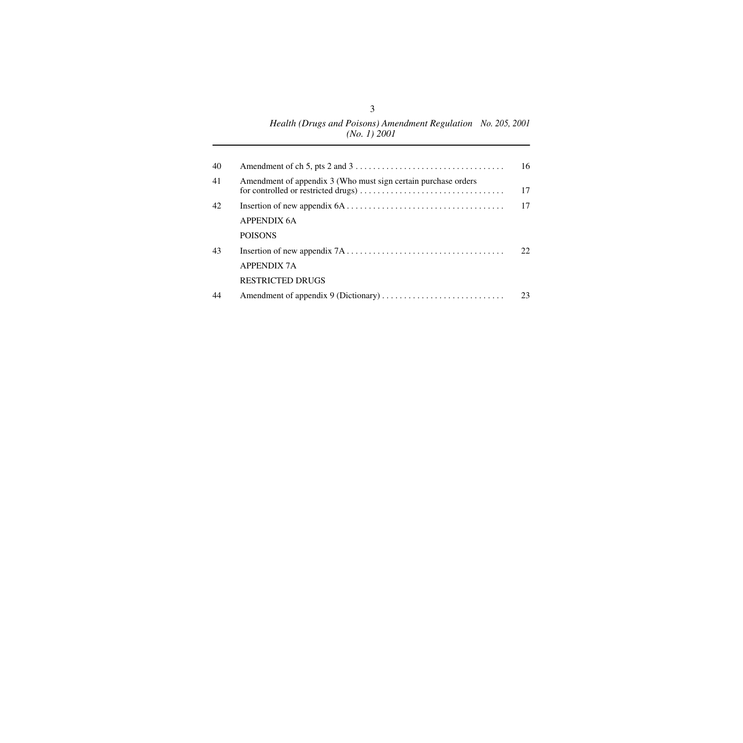| | | |
|---|---|---|
| 40 | Amendment of ch 5, pts 2 and 3 | 16 |
| 41 | Amendment of appendix 3 (Who must sign certain purchase orders for controlled or restricted drugs) | 17 |
| 42 | Insertion of new appendix 6A | 17 |
| | APPENDIX 6A | |
| | POISONS | |
| 43 | Insertion of new appendix 7A | 22 |
| | APPENDIX 7A | |
| | RESTRICTED DRUGS | |
| 44 | Amendment of appendix 9 (Dictionary) | 23 |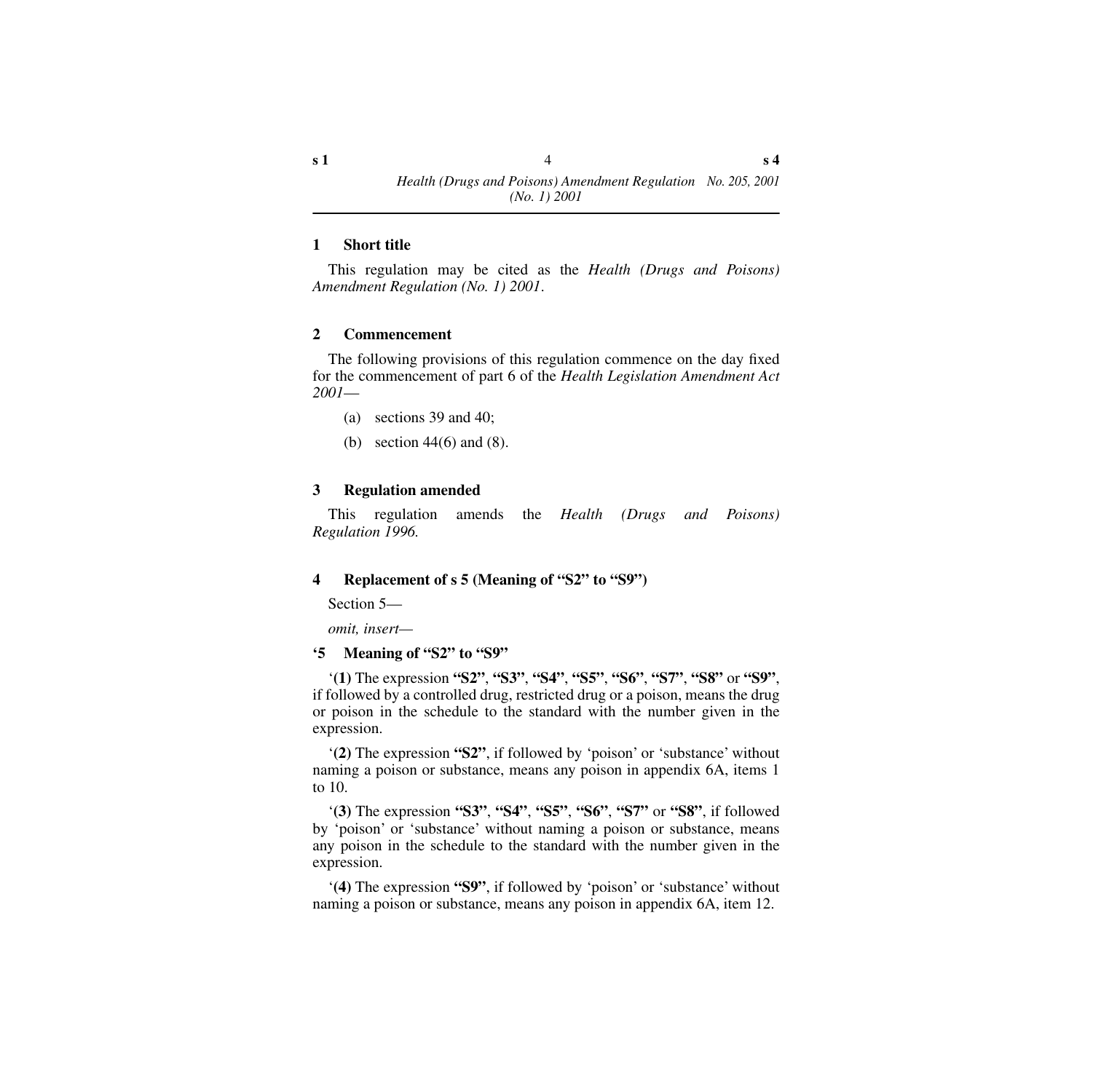## 1 Short title

This regulation may be cited as the *Health (Drugs and Poisons) Amendment Regulation (No. 1) 2001*.

## 2 Commencement

The following provisions of this regulation commence on the day fixed for the commencement of part 6 of the *Health Legislation Amendment Act 2001*—

(a) sections 39 and 40;

(b) section 44(6) and (8).

## 3 Regulation amended

This regulation amends the *Health (Drugs and Poisons) Regulation 1996.*

## 4 Replacement of s 5 (Meaning of "S2" to "S9")

Section 5—

*omit, insert—*

### '5 Meaning of "S2" to "S9"

'**(1)** The expression **"S2"**, **"S3"**, **"S4"**, **"S5"**, **"S6"**, **"S7"**, **"S8"** or **"S9"**, if followed by a controlled drug, restricted drug or a poison, means the drug or poison in the schedule to the standard with the number given in the expression.

'**(2)** The expression **"S2"**, if followed by 'poison' or 'substance' without naming a poison or substance, means any poison in appendix 6A, items 1 to 10.

'**(3)** The expression **"S3"**, **"S4"**, **"S5"**, **"S6"**, **"S7"** or **"S8"**, if followed by 'poison' or 'substance' without naming a poison or substance, means any poison in the schedule to the standard with the number given in the expression.

'**(4)** The expression **"S9"**, if followed by 'poison' or 'substance' without naming a poison or substance, means any poison in appendix 6A, item 12.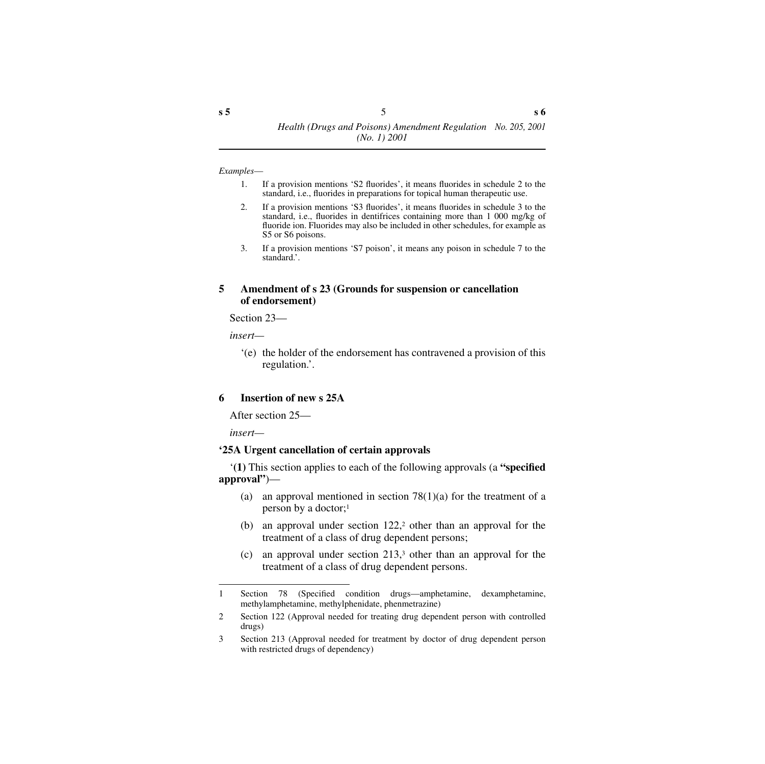*Examples—*

1. If a provision mentions 'S2 fluorides', it means fluorides in schedule 2 to the standard, i.e., fluorides in preparations for topical human therapeutic use.
2. If a provision mentions 'S3 fluorides', it means fluorides in schedule 3 to the standard, i.e., fluorides in dentifrices containing more than 1 000 mg/kg of fluoride ion. Fluorides may also be included in other schedules, for example as S5 or S6 poisons.
3. If a provision mentions 'S7 poison', it means any poison in schedule 7 to the standard.'.

### 5 Amendment of s 23 (Grounds for suspension or cancellation of endorsement)

Section 23—

*insert—*

'(e) the holder of the endorsement has contravened a provision of this regulation.'.

### 6 Insertion of new s 25A

After section 25—

*insert—*

**'25A Urgent cancellation of certain approvals**

'**(1)** This section applies to each of the following approvals (a **"specified approval"**)—

(a) an approval mentioned in section 78(1)(a) for the treatment of a person by a doctor;[1]

(b) an approval under section 122,[2] other than an approval for the treatment of a class of drug dependent persons;

(c) an approval under section 213,[3] other than an approval for the treatment of a class of drug dependent persons.

---

1 Section 78 (Specified condition drugs—amphetamine, dexamphetamine, methylamphetamine, methylphenidate, phenmetrazine)

2 Section 122 (Approval needed for treating drug dependent person with controlled drugs)

3 Section 213 (Approval needed for treatment by doctor of drug dependent person with restricted drugs of dependency)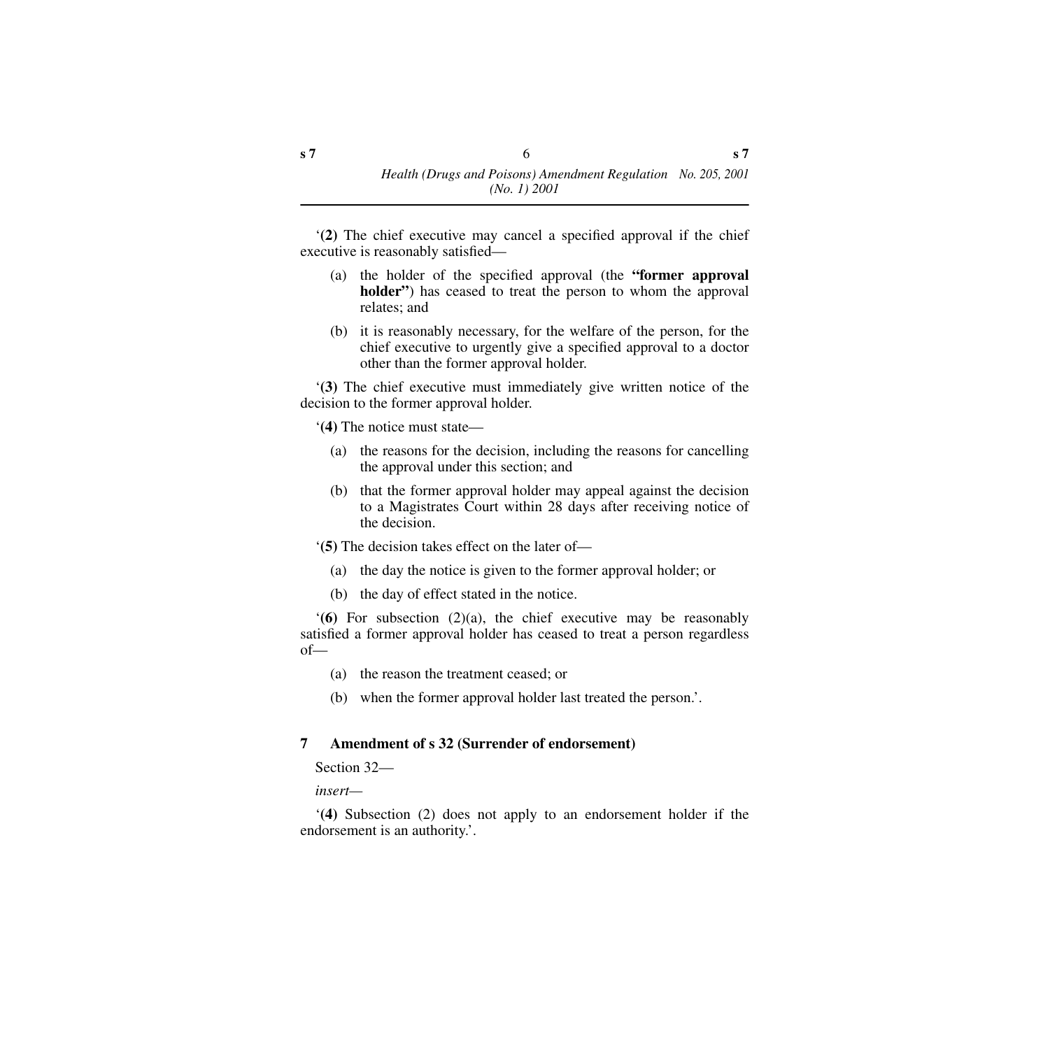'**(2)** The chief executive may cancel a specified approval if the chief executive is reasonably satisfied—

(a) the holder of the specified approval (the **"former approval holder"**) has ceased to treat the person to whom the approval relates; and

(b) it is reasonably necessary, for the welfare of the person, for the chief executive to urgently give a specified approval to a doctor other than the former approval holder.

'**(3)** The chief executive must immediately give written notice of the decision to the former approval holder.

'**(4)** The notice must state—

(a) the reasons for the decision, including the reasons for cancelling the approval under this section; and

(b) that the former approval holder may appeal against the decision to a Magistrates Court within 28 days after receiving notice of the decision.

'**(5)** The decision takes effect on the later of—

(a) the day the notice is given to the former approval holder; or

(b) the day of effect stated in the notice.

'**(6)** For subsection (2)(a), the chief executive may be reasonably satisfied a former approval holder has ceased to treat a person regardless of—

(a) the reason the treatment ceased; or

(b) when the former approval holder last treated the person.'.

### 7 Amendment of s 32 (Surrender of endorsement)

Section 32—

*insert*—

'**(4)** Subsection (2) does not apply to an endorsement holder if the endorsement is an authority.'.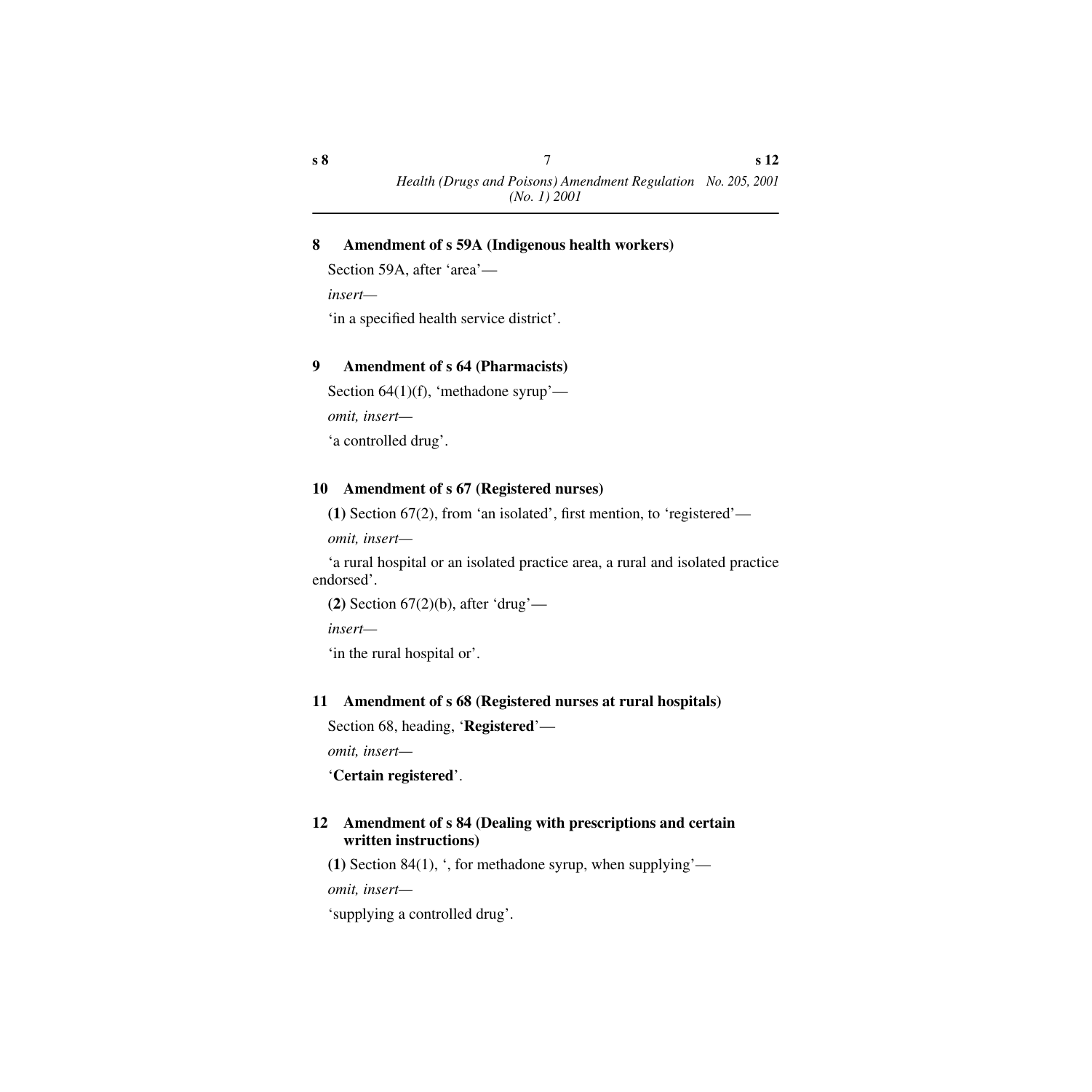### 8 Amendment of s 59A (Indigenous health workers)

Section 59A, after 'area'—

*insert*—

'in a specified health service district'.

### 9 Amendment of s 64 (Pharmacists)

Section 64(1)(f), 'methadone syrup'—

*omit, insert*—

'a controlled drug'.

### 10 Amendment of s 67 (Registered nurses)

**(1)** Section 67(2), from 'an isolated', first mention, to 'registered'—

*omit, insert*—

'a rural hospital or an isolated practice area, a rural and isolated practice endorsed'.

**(2)** Section 67(2)(b), after 'drug'—

*insert*—

'in the rural hospital or'.

### 11 Amendment of s 68 (Registered nurses at rural hospitals)

Section 68, heading, '**Registered**'—

*omit, insert*—

'**Certain registered**'.

### 12 Amendment of s 84 (Dealing with prescriptions and certain written instructions)

**(1)** Section 84(1), ', for methadone syrup, when supplying'—

*omit, insert*—

'supplying a controlled drug'.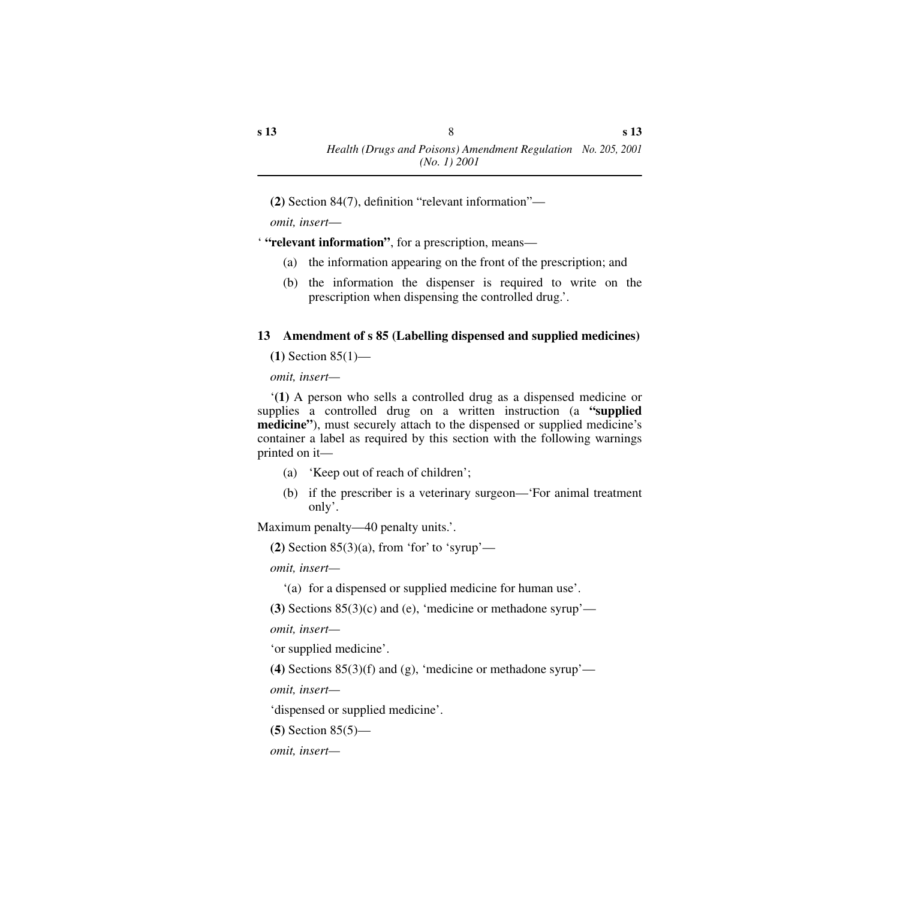**(2)** Section 84(7), definition "relevant information"—

*omit, insert—*

' **"relevant information"**, for a prescription, means—

(a) the information appearing on the front of the prescription; and

(b) the information the dispenser is required to write on the prescription when dispensing the controlled drug.'.

### 13 Amendment of s 85 (Labelling dispensed and supplied medicines)

**(1)** Section 85(1)—

*omit, insert—*

'**(1)** A person who sells a controlled drug as a dispensed medicine or supplies a controlled drug on a written instruction (a **"supplied medicine"**), must securely attach to the dispensed or supplied medicine's container a label as required by this section with the following warnings printed on it—

(a) 'Keep out of reach of children';

(b) if the prescriber is a veterinary surgeon—'For animal treatment only'.

Maximum penalty—40 penalty units.'.

**(2)** Section 85(3)(a), from 'for' to 'syrup'—

*omit, insert—*

'(a) for a dispensed or supplied medicine for human use'.

**(3)** Sections 85(3)(c) and (e), 'medicine or methadone syrup'—

*omit, insert—*

'or supplied medicine'.

**(4)** Sections 85(3)(f) and (g), 'medicine or methadone syrup'—

*omit, insert—*

'dispensed or supplied medicine'.

**(5)** Section 85(5)—

*omit, insert—*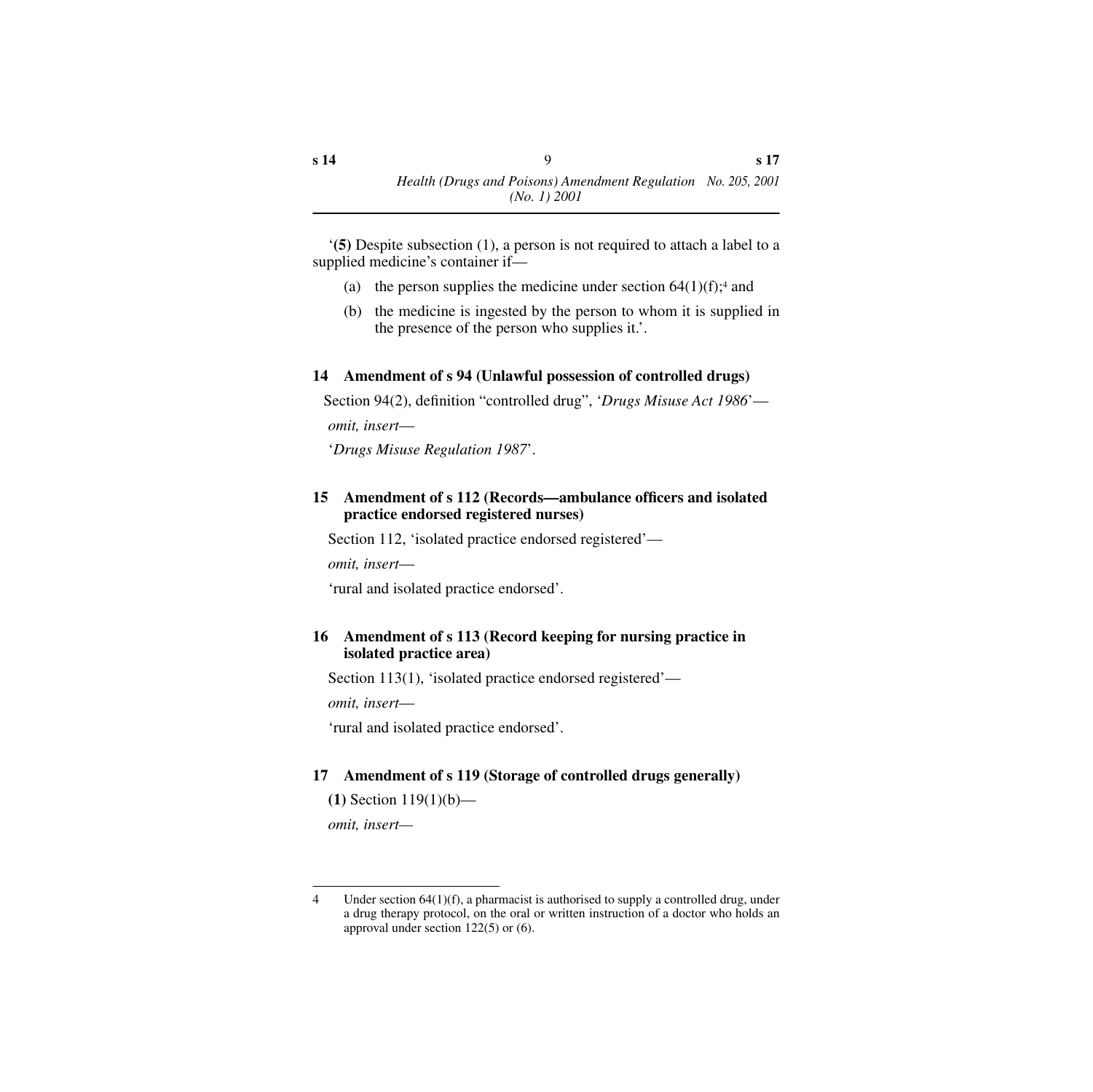'**(5)** Despite subsection (1), a person is not required to attach a label to a supplied medicine's container if—

(a) the person supplies the medicine under section 64(1)(f);[4] and

(b) the medicine is ingested by the person to whom it is supplied in the presence of the person who supplies it.'.

### 14 Amendment of s 94 (Unlawful possession of controlled drugs)

Section 94(2), definition "controlled drug", '*Drugs Misuse Act 1986*'—

*omit, insert*—

'*Drugs Misuse Regulation 1987*'.

### 15 Amendment of s 112 (Records—ambulance officers and isolated practice endorsed registered nurses)

Section 112, 'isolated practice endorsed registered'—

*omit, insert*—

'rural and isolated practice endorsed'.

### 16 Amendment of s 113 (Record keeping for nursing practice in isolated practice area)

Section 113(1), 'isolated practice endorsed registered'—

*omit, insert*—

'rural and isolated practice endorsed'.

### 17 Amendment of s 119 (Storage of controlled drugs generally)

**(1)** Section 119(1)(b)—

*omit, insert*—

---

4 Under section 64(1)(f), a pharmacist is authorised to supply a controlled drug, under a drug therapy protocol, on the oral or written instruction of a doctor who holds an approval under section 122(5) or (6).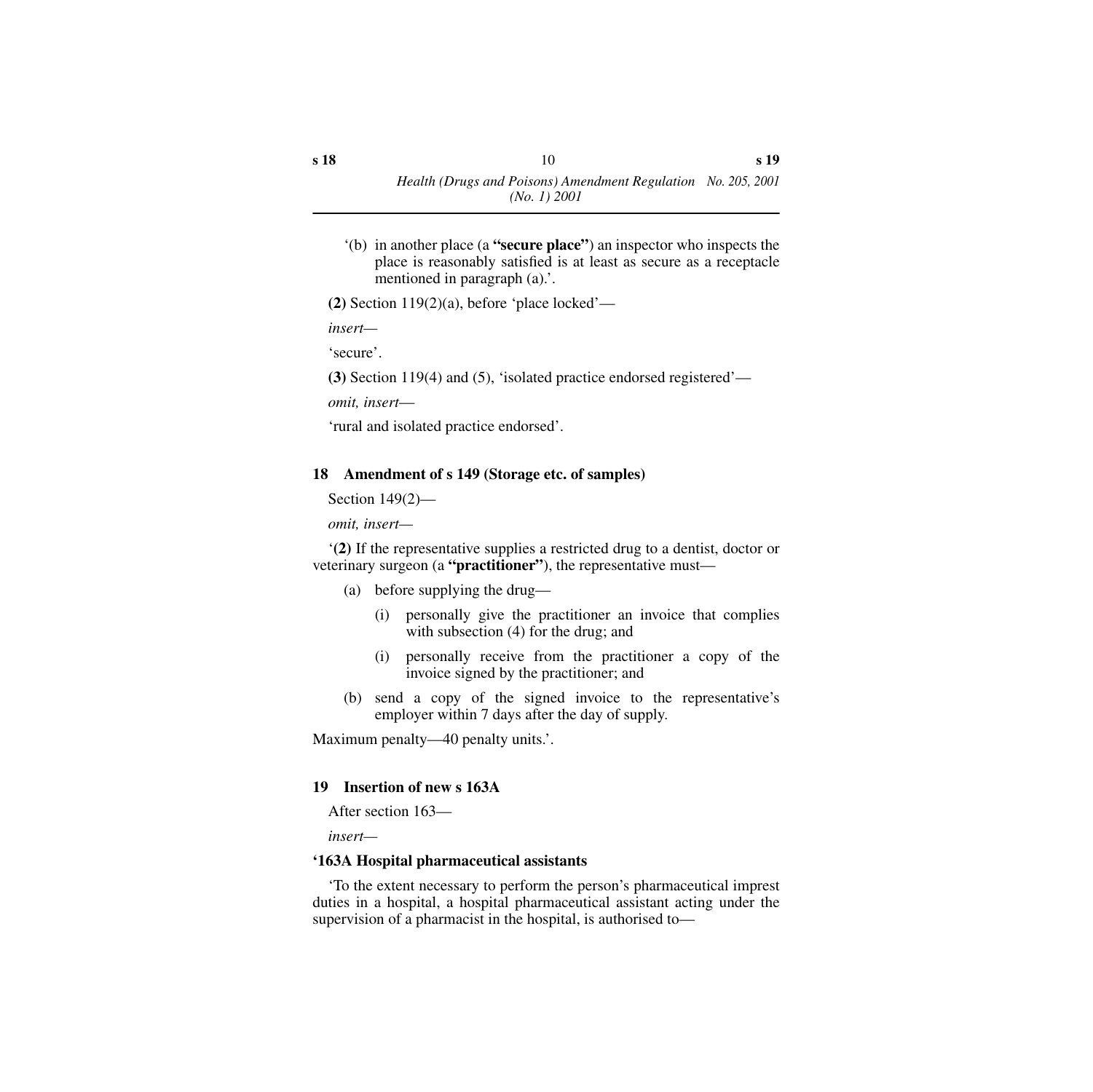'(b) in another place (a **"secure place"**) an inspector who inspects the place is reasonably satisfied is at least as secure as a receptacle mentioned in paragraph (a).'.

**(2)** Section 119(2)(a), before 'place locked'—

*insert*—

'secure'.

**(3)** Section 119(4) and (5), 'isolated practice endorsed registered'—

*omit, insert*—

'rural and isolated practice endorsed'.

### 18 Amendment of s 149 (Storage etc. of samples)

Section 149(2)—

*omit, insert*—

'**(2)** If the representative supplies a restricted drug to a dentist, doctor or veterinary surgeon (a **"practitioner"**), the representative must—

(a) before supplying the drug—

(i) personally give the practitioner an invoice that complies with subsection (4) for the drug; and

(i) personally receive from the practitioner a copy of the invoice signed by the practitioner; and

(b) send a copy of the signed invoice to the representative's employer within 7 days after the day of supply.

Maximum penalty—40 penalty units.'.

### 19 Insertion of new s 163A

After section 163—

*insert*—

**'163A Hospital pharmaceutical assistants**

'To the extent necessary to perform the person's pharmaceutical imprest duties in a hospital, a hospital pharmaceutical assistant acting under the supervision of a pharmacist in the hospital, is authorised to—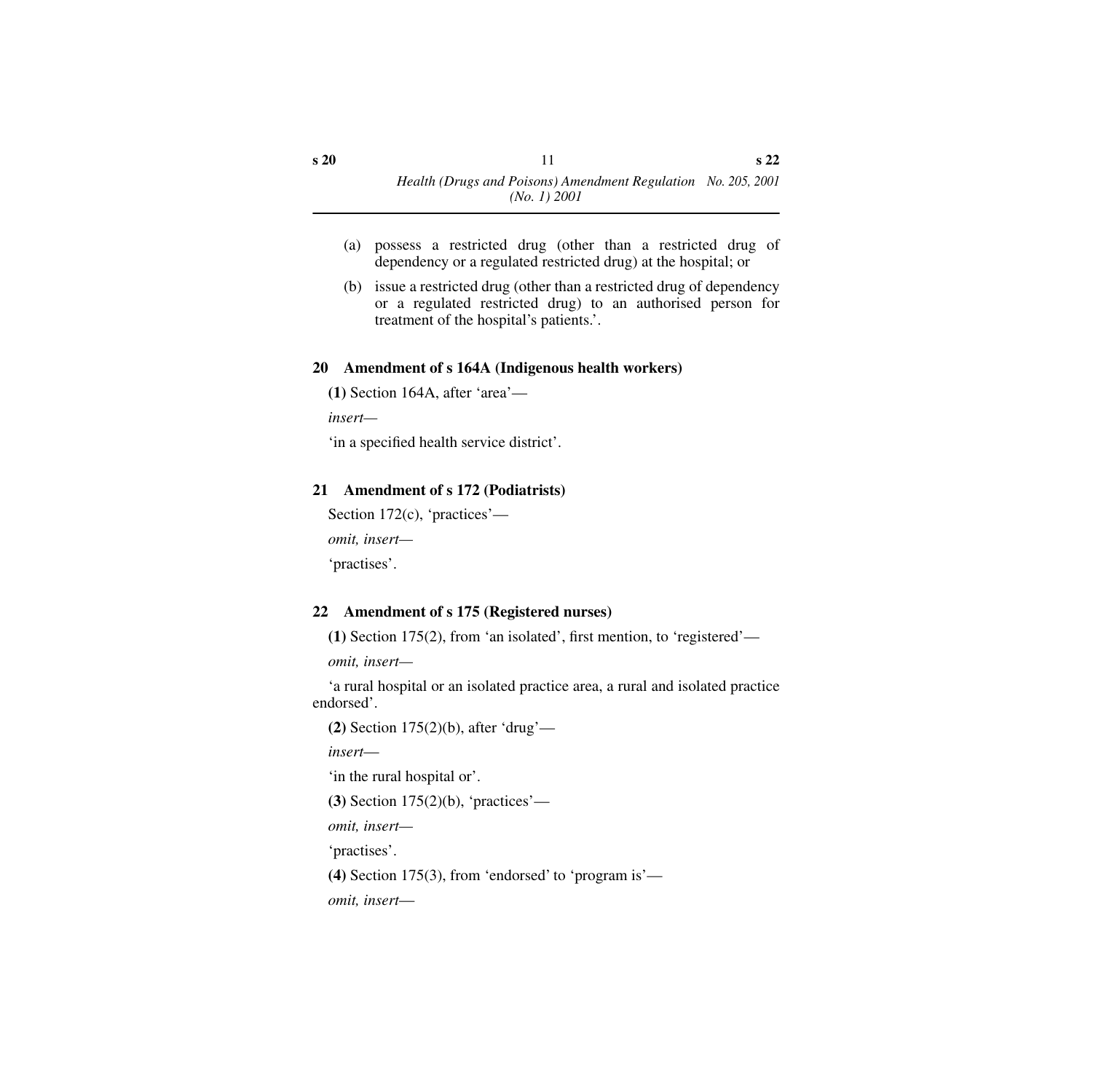(a) possess a restricted drug (other than a restricted drug of dependency or a regulated restricted drug) at the hospital; or

(b) issue a restricted drug (other than a restricted drug of dependency or a regulated restricted drug) to an authorised person for treatment of the hospital's patients.'.

### 20 Amendment of s 164A (Indigenous health workers)

**(1)** Section 164A, after 'area'—

*insert—*

'in a specified health service district'.

### 21 Amendment of s 172 (Podiatrists)

Section 172(c), 'practices'—

*omit, insert—*

'practises'.

### 22 Amendment of s 175 (Registered nurses)

**(1)** Section 175(2), from 'an isolated', first mention, to 'registered'—

*omit, insert—*

'a rural hospital or an isolated practice area, a rural and isolated practice endorsed'.

**(2)** Section 175(2)(b), after 'drug'—

*insert—*

'in the rural hospital or'.

**(3)** Section 175(2)(b), 'practices'—

*omit, insert—*

'practises'.

**(4)** Section 175(3), from 'endorsed' to 'program is'—

*omit, insert—*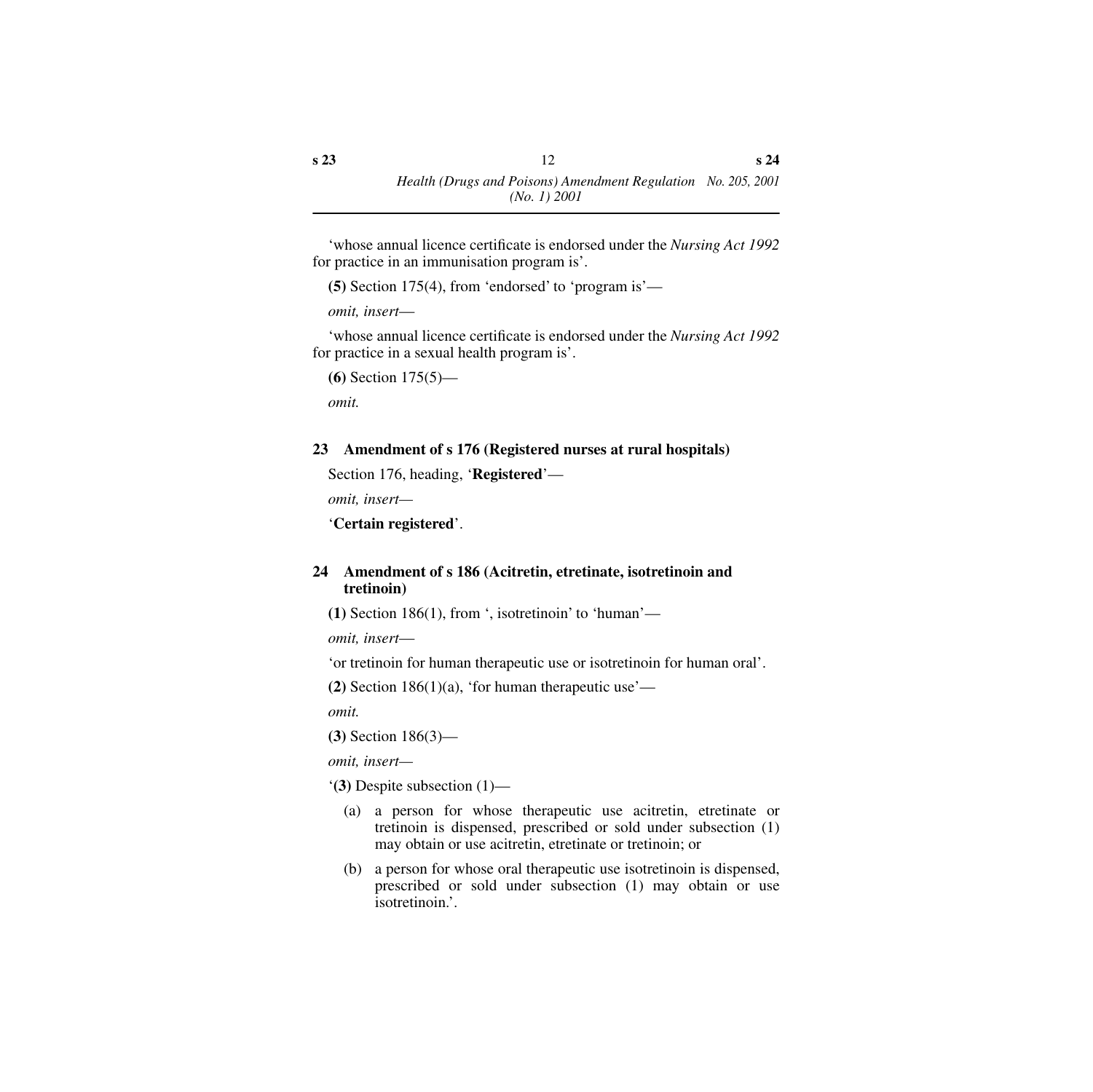'whose annual licence certificate is endorsed under the *Nursing Act 1992* for practice in an immunisation program is'.

**(5)** Section 175(4), from 'endorsed' to 'program is'—

*omit, insert*—

'whose annual licence certificate is endorsed under the *Nursing Act 1992* for practice in a sexual health program is'.

**(6)** Section 175(5)—

*omit.*

### 23 Amendment of s 176 (Registered nurses at rural hospitals)

Section 176, heading, '**Registered**'—

*omit, insert*—

'**Certain registered**'.

### 24 Amendment of s 186 (Acitretin, etretinate, isotretinoin and tretinoin)

**(1)** Section 186(1), from ', isotretinoin' to 'human'—

*omit, insert*—

'or tretinoin for human therapeutic use or isotretinoin for human oral'.

**(2)** Section 186(1)(a), 'for human therapeutic use'—

*omit.*

**(3)** Section 186(3)—

*omit, insert*—

'**(3)** Despite subsection (1)—

(a) a person for whose therapeutic use acitretin, etretinate or tretinoin is dispensed, prescribed or sold under subsection (1) may obtain or use acitretin, etretinate or tretinoin; or

(b) a person for whose oral therapeutic use isotretinoin is dispensed, prescribed or sold under subsection (1) may obtain or use isotretinoin.'.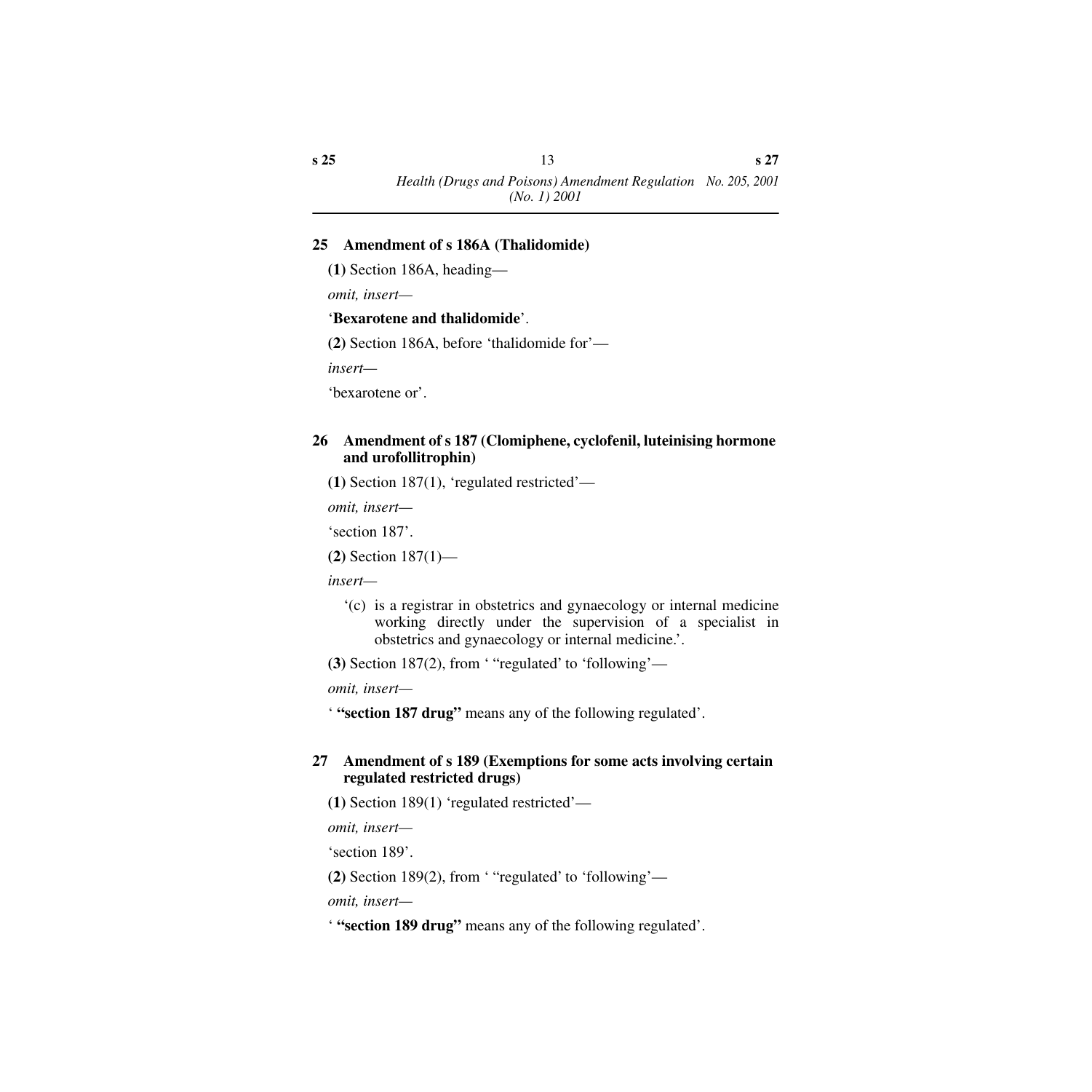## 25 Amendment of s 186A (Thalidomide)

**(1)** Section 186A, heading—

*omit, insert—*

'**Bexarotene and thalidomide**'.

**(2)** Section 186A, before 'thalidomide for'—

*insert—*

'bexarotene or'.

## 26 Amendment of s 187 (Clomiphene, cyclofenil, luteinising hormone and urofollitrophin)

**(1)** Section 187(1), 'regulated restricted'—

*omit, insert—*

'section 187'.

**(2)** Section 187(1)—

*insert—*

'(c) is a registrar in obstetrics and gynaecology or internal medicine working directly under the supervision of a specialist in obstetrics and gynaecology or internal medicine.'.

**(3)** Section 187(2), from ' "regulated' to 'following'—

*omit, insert—*

' **"section 187 drug"** means any of the following regulated'.

## 27 Amendment of s 189 (Exemptions for some acts involving certain regulated restricted drugs)

**(1)** Section 189(1) 'regulated restricted'—

*omit, insert—*

'section 189'.

**(2)** Section 189(2), from ' "regulated' to 'following'—

*omit, insert—*

' **"section 189 drug"** means any of the following regulated'.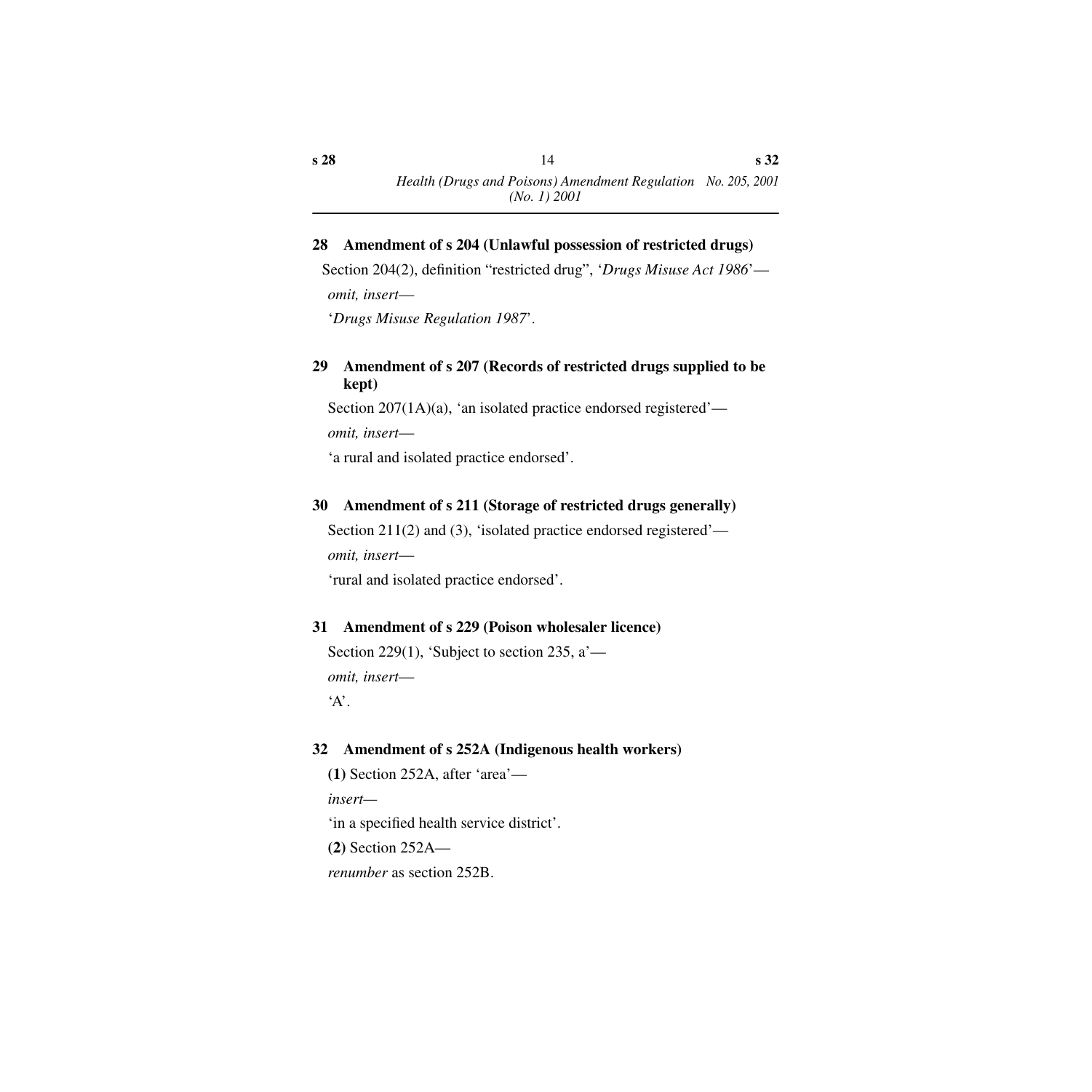## 28 Amendment of s 204 (Unlawful possession of restricted drugs)

Section 204(2), definition "restricted drug", '*Drugs Misuse Act 1986*'—

*omit, insert*—

'*Drugs Misuse Regulation 1987*'.

## 29 Amendment of s 207 (Records of restricted drugs supplied to be kept)

Section 207(1A)(a), 'an isolated practice endorsed registered'—

*omit, insert*—

'a rural and isolated practice endorsed'.

## 30 Amendment of s 211 (Storage of restricted drugs generally)

Section 211(2) and (3), 'isolated practice endorsed registered'—

*omit, insert*—

'rural and isolated practice endorsed'.

## 31 Amendment of s 229 (Poison wholesaler licence)

Section 229(1), 'Subject to section 235, a'—

*omit, insert*—

'A'.

## 32 Amendment of s 252A (Indigenous health workers)

**(1)** Section 252A, after 'area'—

*insert*—

'in a specified health service district'.

**(2)** Section 252A—

*renumber* as section 252B.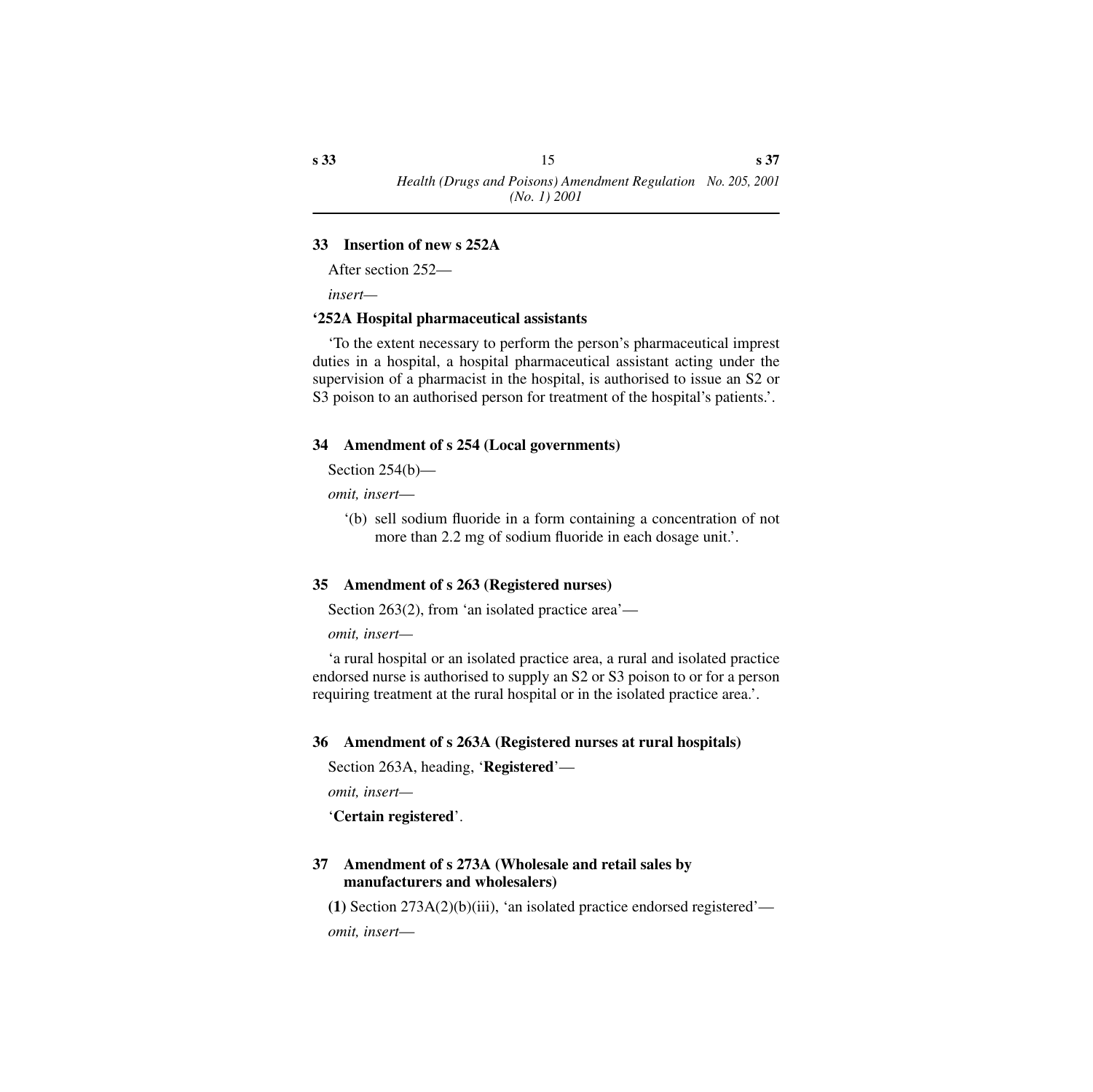## 33 Insertion of new s 252A

After section 252—

*insert—*

**‘252A Hospital pharmaceutical assistants**

‘To the extent necessary to perform the person’s pharmaceutical imprest duties in a hospital, a hospital pharmaceutical assistant acting under the supervision of a pharmacist in the hospital, is authorised to issue an S2 or S3 poison to an authorised person for treatment of the hospital’s patients.’.

## 34 Amendment of s 254 (Local governments)

Section 254(b)—

*omit, insert—*

‘(b) sell sodium fluoride in a form containing a concentration of not more than 2.2 mg of sodium fluoride in each dosage unit.’.

## 35 Amendment of s 263 (Registered nurses)

Section 263(2), from ‘an isolated practice area’—

*omit, insert—*

‘a rural hospital or an isolated practice area, a rural and isolated practice endorsed nurse is authorised to supply an S2 or S3 poison to or for a person requiring treatment at the rural hospital or in the isolated practice area.’.

## 36 Amendment of s 263A (Registered nurses at rural hospitals)

Section 263A, heading, ‘**Registered**’—

*omit, insert—*

‘**Certain registered**’.

## 37 Amendment of s 273A (Wholesale and retail sales by manufacturers and wholesalers)

**(1)** Section 273A(2)(b)(iii), ‘an isolated practice endorsed registered’—

*omit, insert—*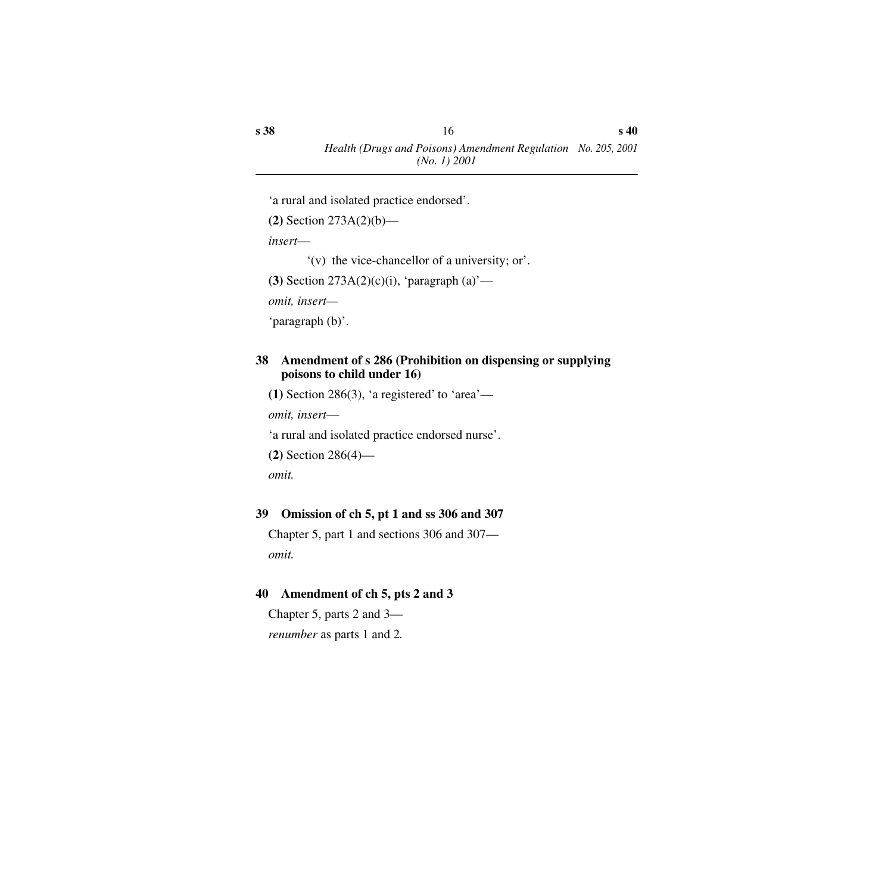'a rural and isolated practice endorsed'.

**(2)** Section 273A(2)(b)—

*insert*—

'(v) the vice-chancellor of a university; or'.

**(3)** Section 273A(2)(c)(i), 'paragraph (a)'—

*omit, insert*—

'paragraph (b)'.

### 38 Amendment of s 286 (Prohibition on dispensing or supplying poisons to child under 16)

**(1)** Section 286(3), 'a registered' to 'area'—

*omit, insert*—

'a rural and isolated practice endorsed nurse'.

**(2)** Section 286(4)—

*omit.*

### 39 Omission of ch 5, pt 1 and ss 306 and 307

Chapter 5, part 1 and sections 306 and 307—

*omit.*

### 40 Amendment of ch 5, pts 2 and 3

Chapter 5, parts 2 and 3—

*renumber* as parts 1 and 2.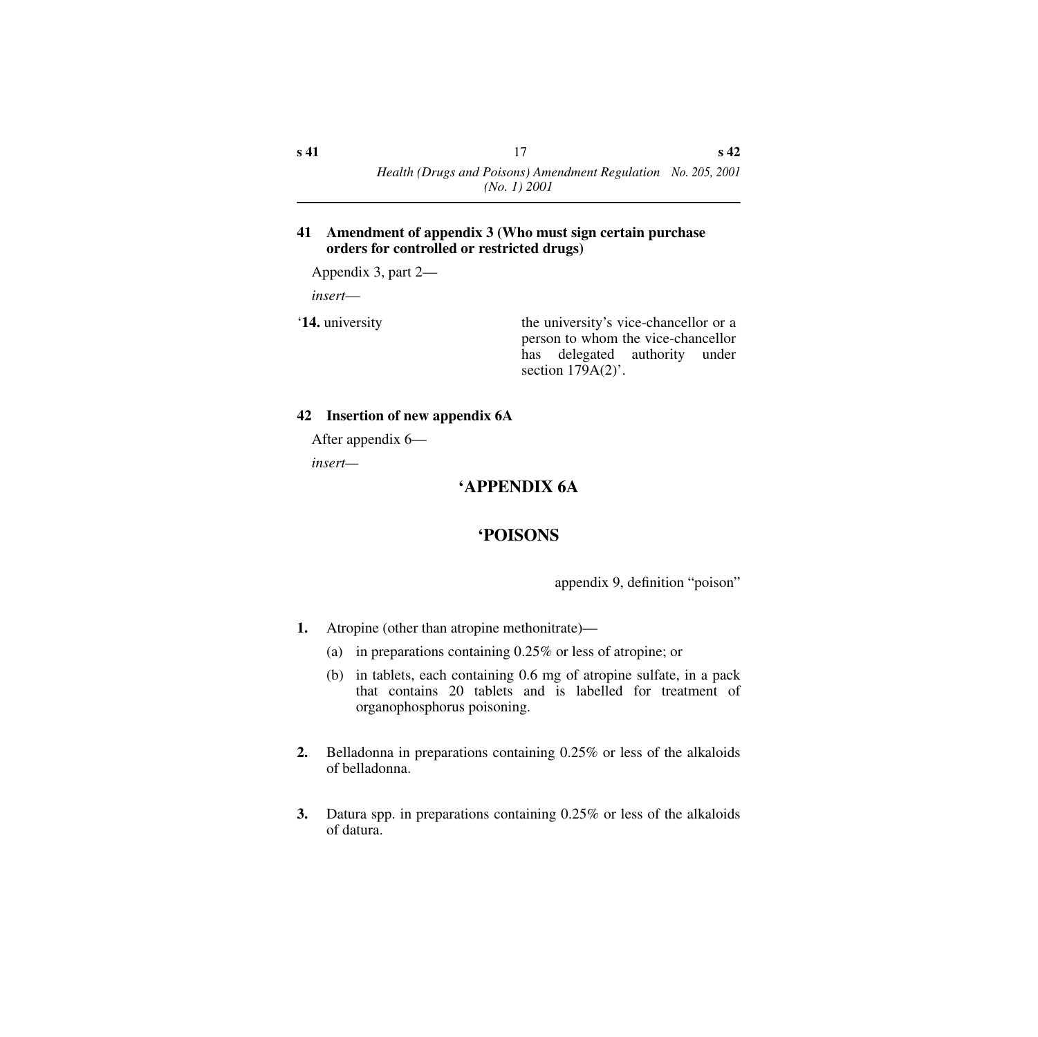### 41 Amendment of appendix 3 (Who must sign certain purchase orders for controlled or restricted drugs)

Appendix 3, part 2—

*insert*—

| | |
|---|---|
| ‘**14.** university | the university’s vice-chancellor or a person to whom the vice-chancellor has delegated authority under section 179A(2)’. |

### 42 Insertion of new appendix 6A

After appendix 6—

*insert*—

## ‘APPENDIX 6A

## ‘POISONS

appendix 9, definition “poison”

**1.** Atropine (other than atropine methonitrate)—

(a) in preparations containing 0.25% or less of atropine; or

(b) in tablets, each containing 0.6 mg of atropine sulfate, in a pack that contains 20 tablets and is labelled for treatment of organophosphorus poisoning.

**2.** Belladonna in preparations containing 0.25% or less of the alkaloids of belladonna.

**3.** Datura spp. in preparations containing 0.25% or less of the alkaloids of datura.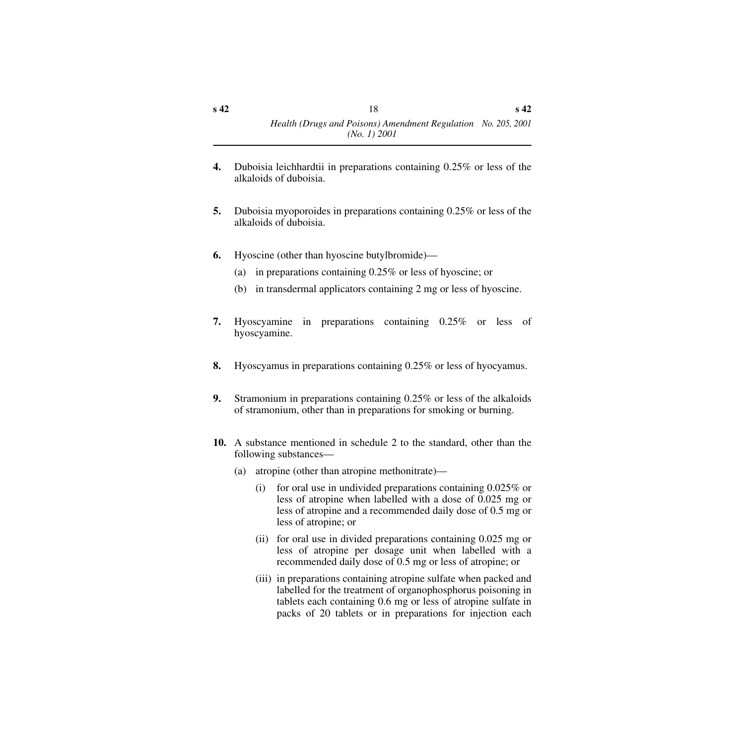**4.** Duboisia leichhardtii in preparations containing 0.25% or less of the alkaloids of duboisia.

**5.** Duboisia myoporoides in preparations containing 0.25% or less of the alkaloids of duboisia.

**6.** Hyoscine (other than hyoscine butylbromide)—

(a) in preparations containing 0.25% or less of hyoscine; or

(b) in transdermal applicators containing 2 mg or less of hyoscine.

**7.** Hyoscyamine in preparations containing 0.25% or less of hyoscyamine.

**8.** Hyoscyamus in preparations containing 0.25% or less of hyocyamus.

**9.** Stramonium in preparations containing 0.25% or less of the alkaloids of stramonium, other than in preparations for smoking or burning.

**10.** A substance mentioned in schedule 2 to the standard, other than the following substances—

(a) atropine (other than atropine methonitrate)—

(i) for oral use in undivided preparations containing 0.025% or less of atropine when labelled with a dose of 0.025 mg or less of atropine and a recommended daily dose of 0.5 mg or less of atropine; or

(ii) for oral use in divided preparations containing 0.025 mg or less of atropine per dosage unit when labelled with a recommended daily dose of 0.5 mg or less of atropine; or

(iii) in preparations containing atropine sulfate when packed and labelled for the treatment of organophosphorus poisoning in tablets each containing 0.6 mg or less of atropine sulfate in packs of 20 tablets or in preparations for injection each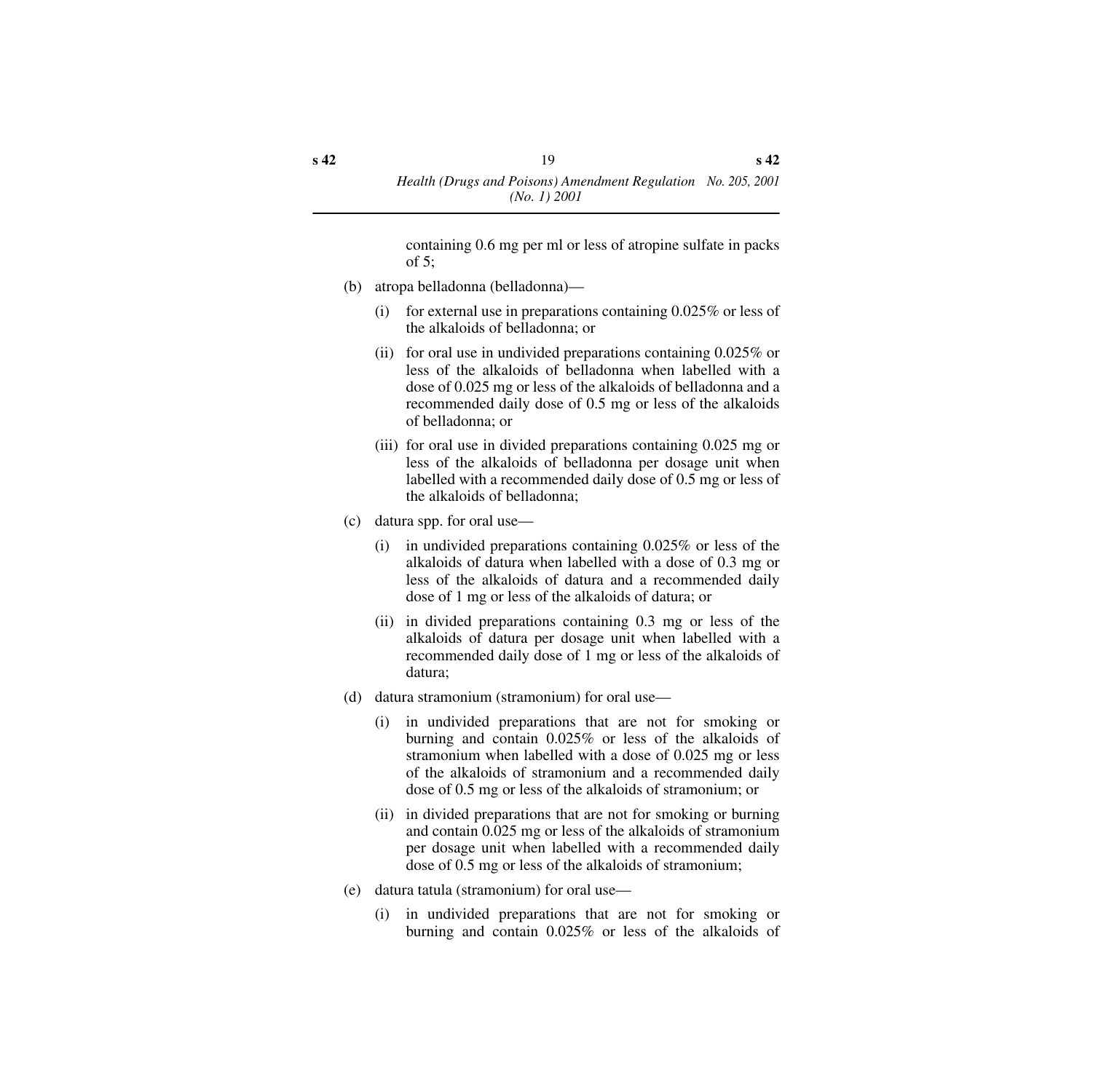containing 0.6 mg per ml or less of atropine sulfate in packs of 5;

(b) atropa belladonna (belladonna)—

(i) for external use in preparations containing 0.025% or less of the alkaloids of belladonna; or

(ii) for oral use in undivided preparations containing 0.025% or less of the alkaloids of belladonna when labelled with a dose of 0.025 mg or less of the alkaloids of belladonna and a recommended daily dose of 0.5 mg or less of the alkaloids of belladonna; or

(iii) for oral use in divided preparations containing 0.025 mg or less of the alkaloids of belladonna per dosage unit when labelled with a recommended daily dose of 0.5 mg or less of the alkaloids of belladonna;

(c) datura spp. for oral use—

(i) in undivided preparations containing 0.025% or less of the alkaloids of datura when labelled with a dose of 0.3 mg or less of the alkaloids of datura and a recommended daily dose of 1 mg or less of the alkaloids of datura; or

(ii) in divided preparations containing 0.3 mg or less of the alkaloids of datura per dosage unit when labelled with a recommended daily dose of 1 mg or less of the alkaloids of datura;

(d) datura stramonium (stramonium) for oral use—

(i) in undivided preparations that are not for smoking or burning and contain 0.025% or less of the alkaloids of stramonium when labelled with a dose of 0.025 mg or less of the alkaloids of stramonium and a recommended daily dose of 0.5 mg or less of the alkaloids of stramonium; or

(ii) in divided preparations that are not for smoking or burning and contain 0.025 mg or less of the alkaloids of stramonium per dosage unit when labelled with a recommended daily dose of 0.5 mg or less of the alkaloids of stramonium;

(e) datura tatula (stramonium) for oral use—

(i) in undivided preparations that are not for smoking or burning and contain 0.025% or less of the alkaloids of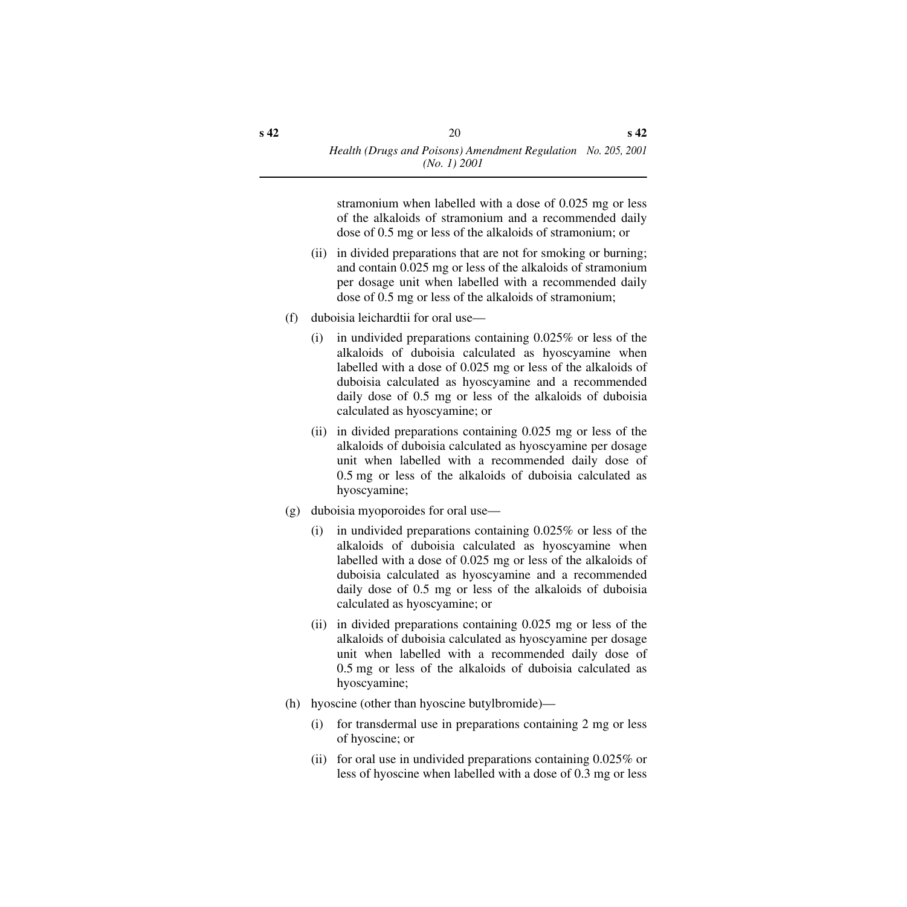stramonium when labelled with a dose of 0.025 mg or less of the alkaloids of stramonium and a recommended daily dose of 0.5 mg or less of the alkaloids of stramonium; or

(ii) in divided preparations that are not for smoking or burning; and contain 0.025 mg or less of the alkaloids of stramonium per dosage unit when labelled with a recommended daily dose of 0.5 mg or less of the alkaloids of stramonium;

(f) duboisia leichardtii for oral use—

(i) in undivided preparations containing 0.025% or less of the alkaloids of duboisia calculated as hyoscyamine when labelled with a dose of 0.025 mg or less of the alkaloids of duboisia calculated as hyoscyamine and a recommended daily dose of 0.5 mg or less of the alkaloids of duboisia calculated as hyoscyamine; or

(ii) in divided preparations containing 0.025 mg or less of the alkaloids of duboisia calculated as hyoscyamine per dosage unit when labelled with a recommended daily dose of 0.5 mg or less of the alkaloids of duboisia calculated as hyoscyamine;

(g) duboisia myoporoides for oral use—

(i) in undivided preparations containing 0.025% or less of the alkaloids of duboisia calculated as hyoscyamine when labelled with a dose of 0.025 mg or less of the alkaloids of duboisia calculated as hyoscyamine and a recommended daily dose of 0.5 mg or less of the alkaloids of duboisia calculated as hyoscyamine; or

(ii) in divided preparations containing 0.025 mg or less of the alkaloids of duboisia calculated as hyoscyamine per dosage unit when labelled with a recommended daily dose of 0.5 mg or less of the alkaloids of duboisia calculated as hyoscyamine;

(h) hyoscine (other than hyoscine butylbromide)—

(i) for transdermal use in preparations containing 2 mg or less of hyoscine; or

(ii) for oral use in undivided preparations containing 0.025% or less of hyoscine when labelled with a dose of 0.3 mg or less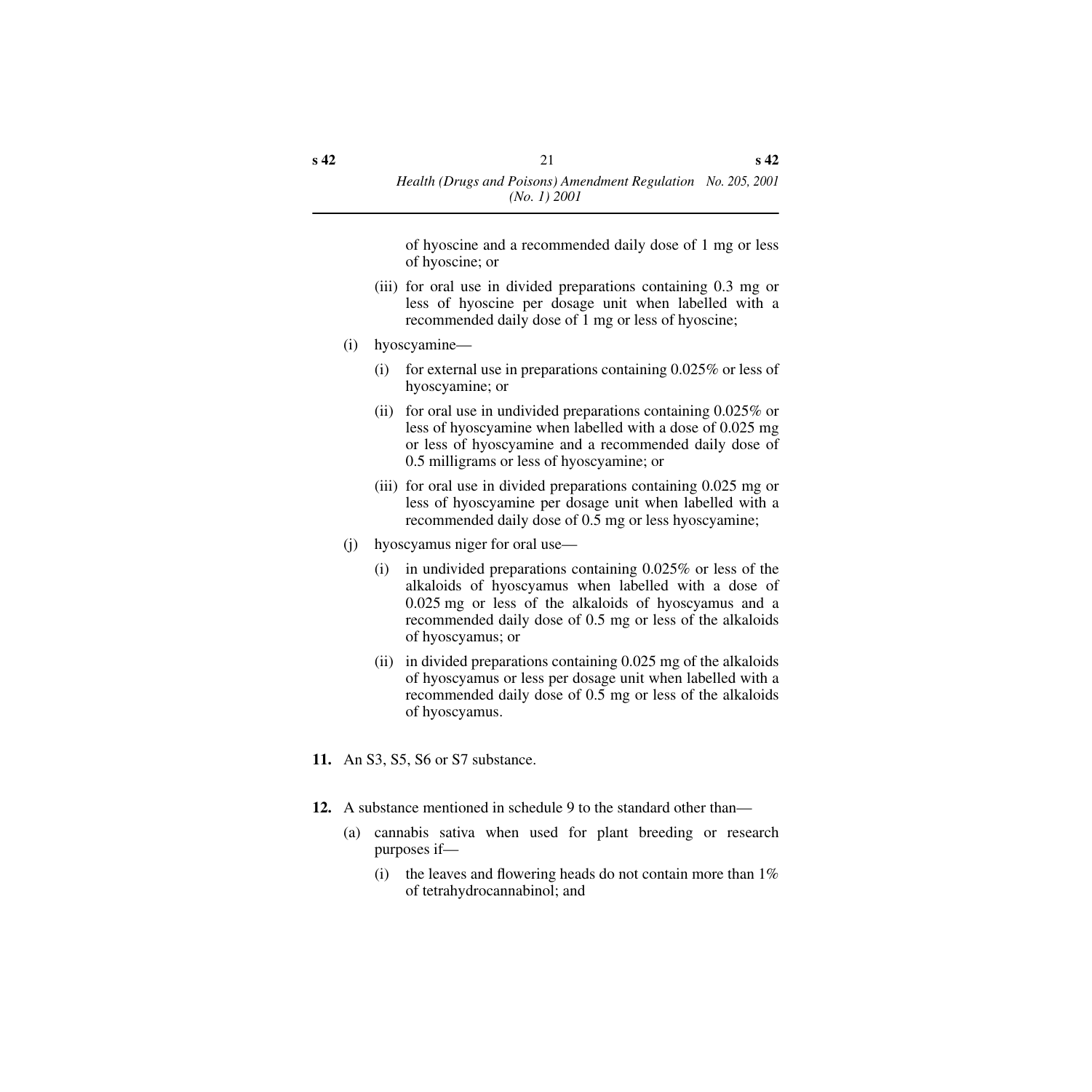of hyoscine and a recommended daily dose of 1 mg or less of hyoscine; or

(iii) for oral use in divided preparations containing 0.3 mg or less of hyoscine per dosage unit when labelled with a recommended daily dose of 1 mg or less of hyoscine;

(i) hyoscyamine—

(i) for external use in preparations containing 0.025% or less of hyoscyamine; or

(ii) for oral use in undivided preparations containing 0.025% or less of hyoscyamine when labelled with a dose of 0.025 mg or less of hyoscyamine and a recommended daily dose of 0.5 milligrams or less of hyoscyamine; or

(iii) for oral use in divided preparations containing 0.025 mg or less of hyoscyamine per dosage unit when labelled with a recommended daily dose of 0.5 mg or less hyoscyamine;

(j) hyoscyamus niger for oral use—

(i) in undivided preparations containing 0.025% or less of the alkaloids of hyoscyamus when labelled with a dose of 0.025 mg or less of the alkaloids of hyoscyamus and a recommended daily dose of 0.5 mg or less of the alkaloids of hyoscyamus; or

(ii) in divided preparations containing 0.025 mg of the alkaloids of hyoscyamus or less per dosage unit when labelled with a recommended daily dose of 0.5 mg or less of the alkaloids of hyoscyamus.

**11.** An S3, S5, S6 or S7 substance.

**12.** A substance mentioned in schedule 9 to the standard other than—

(a) cannabis sativa when used for plant breeding or research purposes if—

(i) the leaves and flowering heads do not contain more than 1% of tetrahydrocannabinol; and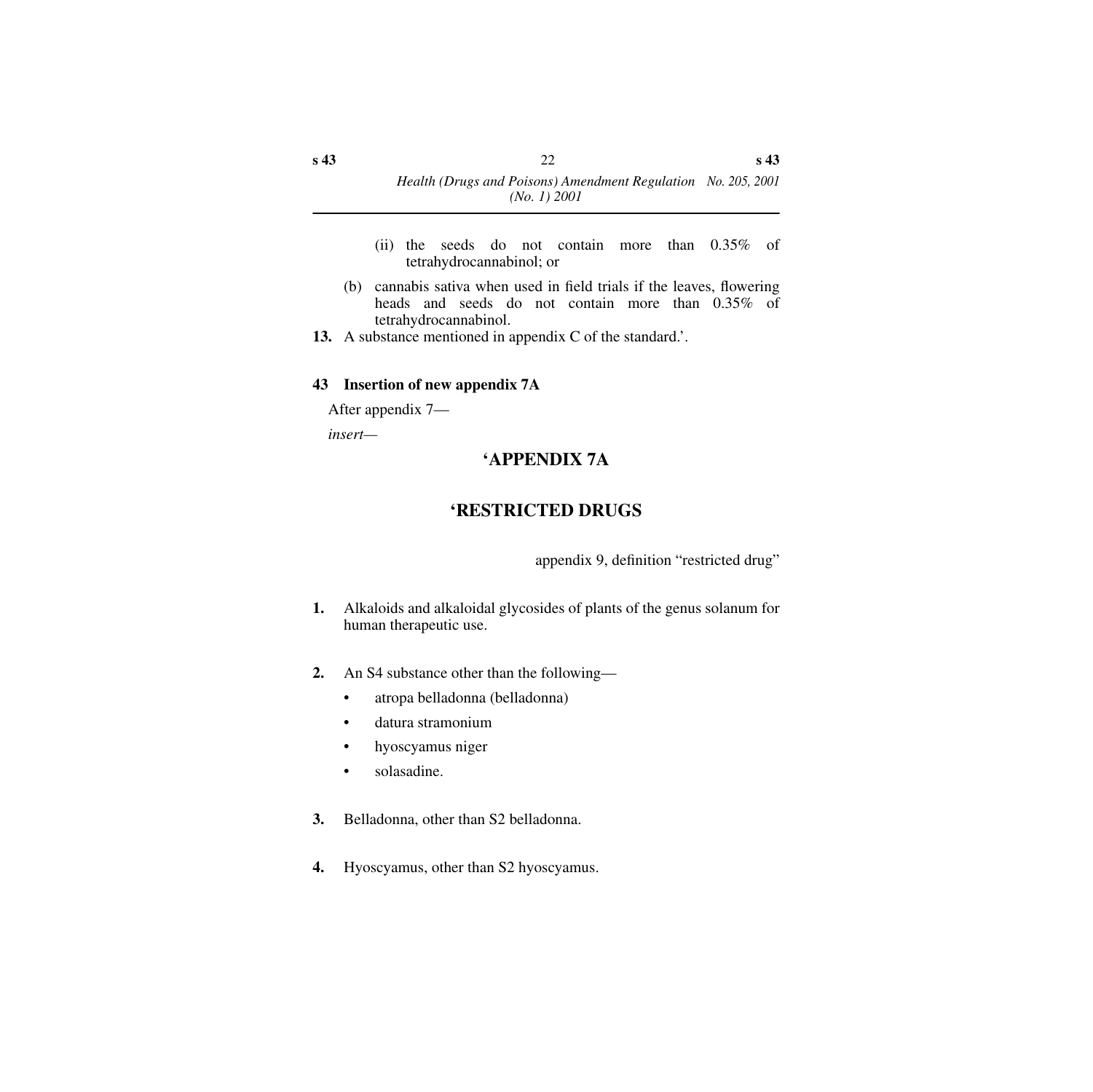(ii) the seeds do not contain more than 0.35% of tetrahydrocannabinol; or

(b) cannabis sativa when used in field trials if the leaves, flowering heads and seeds do not contain more than 0.35% of tetrahydrocannabinol.

**13.** A substance mentioned in appendix C of the standard.'.

### 43 Insertion of new appendix 7A

After appendix 7—

*insert*—

## 'APPENDIX 7A

## 'RESTRICTED DRUGS

appendix 9, definition "restricted drug"

**1.** Alkaloids and alkaloidal glycosides of plants of the genus solanum for human therapeutic use.

**2.** An S4 substance other than the following—

- atropa belladonna (belladonna)
- datura stramonium
- hyoscyamus niger
- solasadine.

**3.** Belladonna, other than S2 belladonna.

**4.** Hyoscyamus, other than S2 hyoscyamus.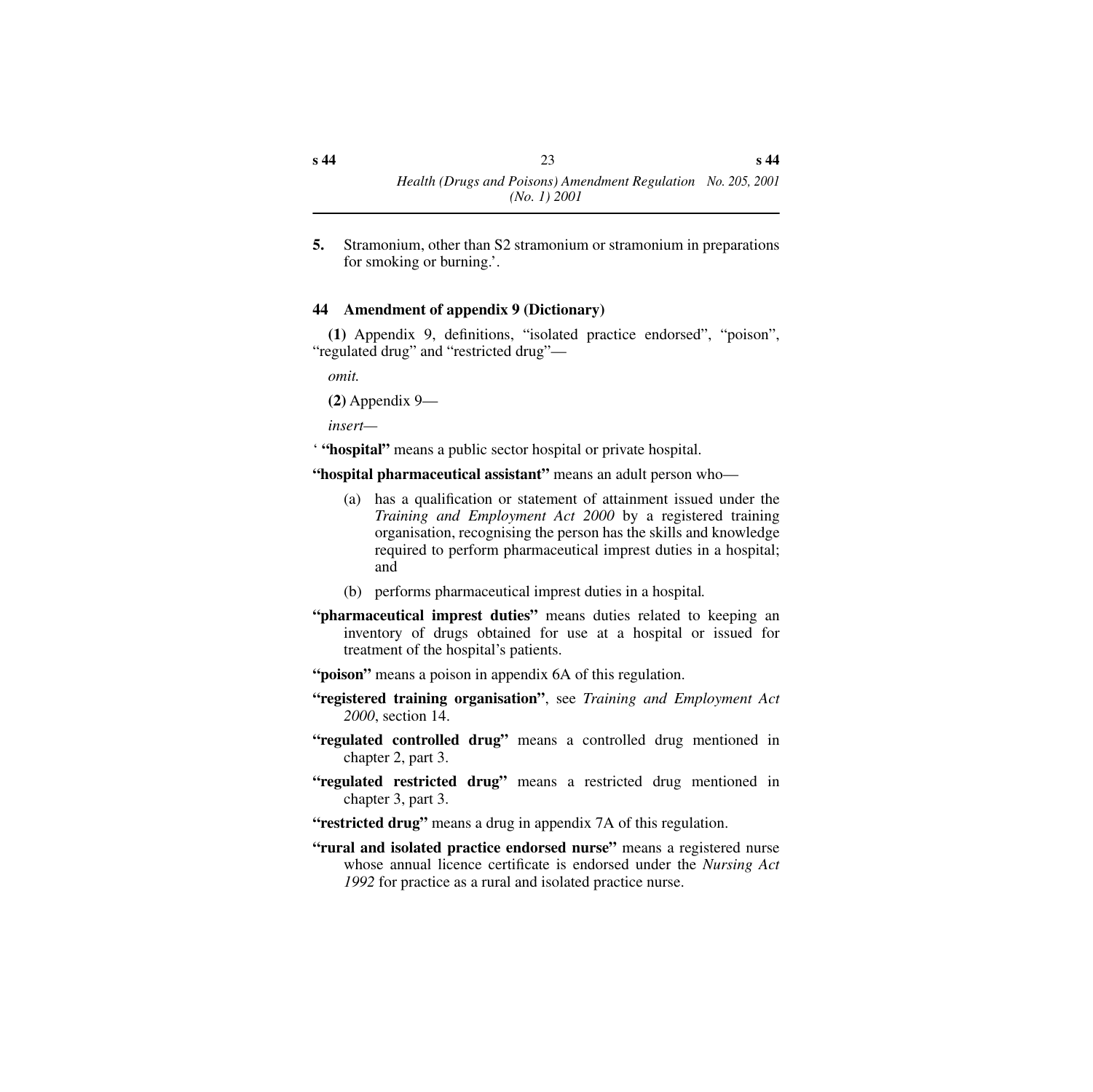**5.** Stramonium, other than S2 stramonium or stramonium in preparations for smoking or burning.'.

### 44 Amendment of appendix 9 (Dictionary)

**(1)** Appendix 9, definitions, "isolated practice endorsed", "poison", "regulated drug" and "restricted drug"—

*omit.*

**(2)** Appendix 9—

*insert—*

' **"hospital"** means a public sector hospital or private hospital.

**"hospital pharmaceutical assistant"** means an adult person who—

(a) has a qualification or statement of attainment issued under the *Training and Employment Act 2000* by a registered training organisation, recognising the person has the skills and knowledge required to perform pharmaceutical imprest duties in a hospital; and

(b) performs pharmaceutical imprest duties in a hospital.

**"pharmaceutical imprest duties"** means duties related to keeping an inventory of drugs obtained for use at a hospital or issued for treatment of the hospital's patients.

**"poison"** means a poison in appendix 6A of this regulation.

**"registered training organisation"**, see *Training and Employment Act 2000*, section 14.

**"regulated controlled drug"** means a controlled drug mentioned in chapter 2, part 3.

**"regulated restricted drug"** means a restricted drug mentioned in chapter 3, part 3.

**"restricted drug"** means a drug in appendix 7A of this regulation.

**"rural and isolated practice endorsed nurse"** means a registered nurse whose annual licence certificate is endorsed under the *Nursing Act 1992* for practice as a rural and isolated practice nurse.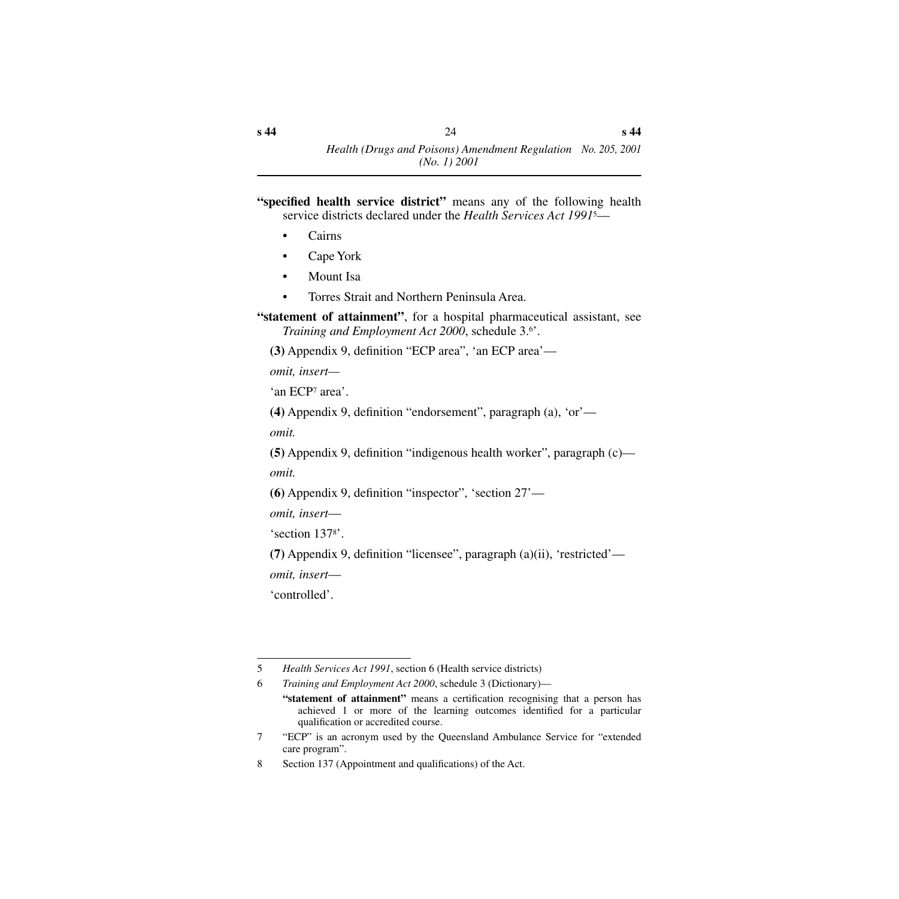**"specified health service district"** means any of the following health service districts declared under the *Health Services Act 1991*[5]—

- Cairns
- Cape York
- Mount Isa
- Torres Strait and Northern Peninsula Area.

**"statement of attainment"**, for a hospital pharmaceutical assistant, see *Training and Employment Act 2000*, schedule 3.[6]'.

**(3)** Appendix 9, definition "ECP area", 'an ECP area'—

*omit, insert—*

'an ECP[7] area'.

**(4)** Appendix 9, definition "endorsement", paragraph (a), 'or'—

*omit.*

**(5)** Appendix 9, definition "indigenous health worker", paragraph (c)—

*omit.*

**(6)** Appendix 9, definition "inspector", 'section 27'—

*omit, insert—*

'section 137[8]'.

**(7)** Appendix 9, definition "licensee", paragraph (a)(ii), 'restricted'—

*omit, insert—*

'controlled'.

---

5 *Health Services Act 1991*, section 6 (Health service districts)

6 *Training and Employment Act 2000*, schedule 3 (Dictionary)—

**"statement of attainment"** means a certification recognising that a person has achieved 1 or more of the learning outcomes identified for a particular qualification or accredited course.

7 "ECP" is an acronym used by the Queensland Ambulance Service for "extended care program".

8 Section 137 (Appointment and qualifications) of the Act.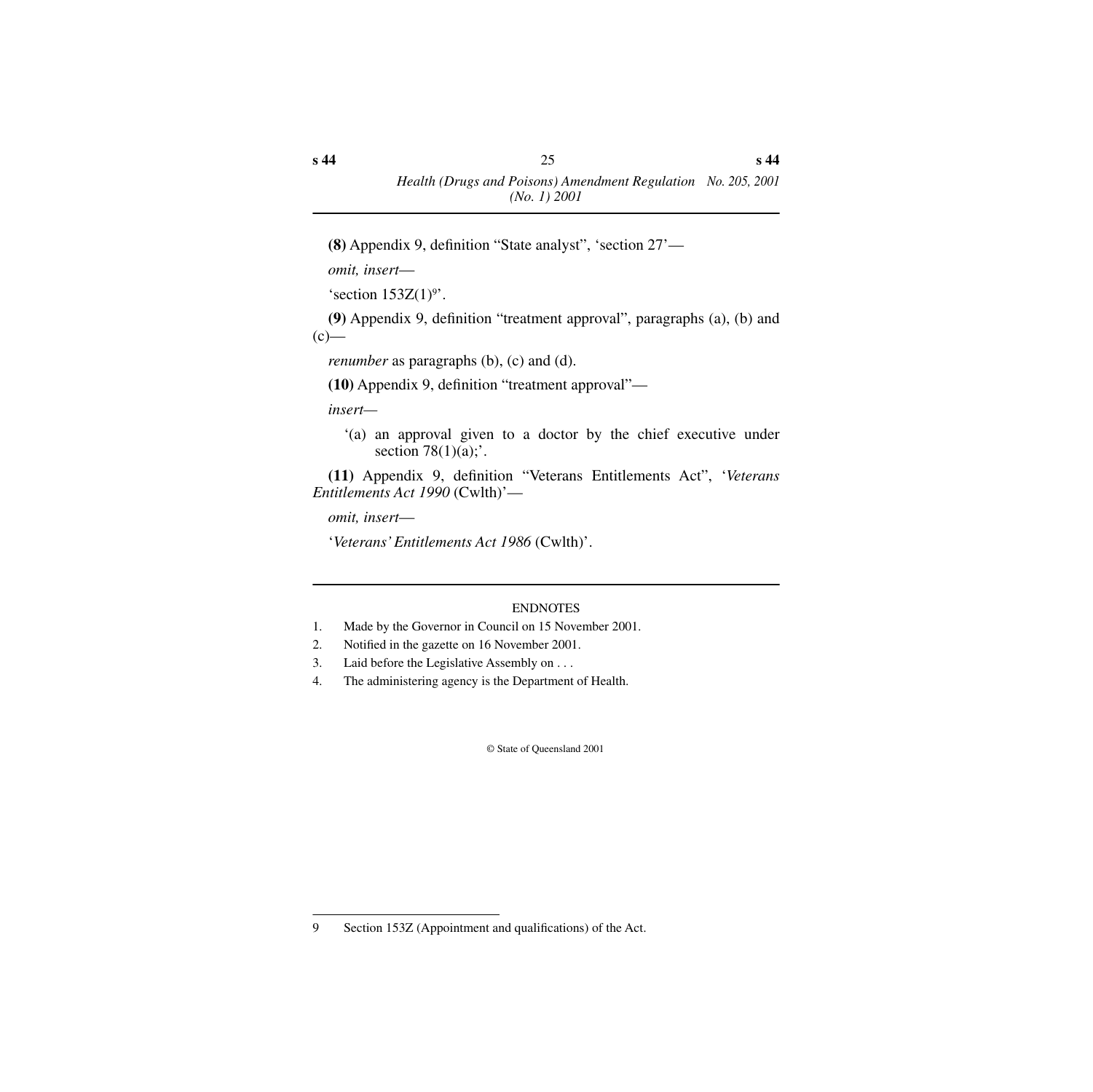**(8)** Appendix 9, definition "State analyst", 'section 27'—

*omit, insert*—

'section 153Z(1)[9]'.

**(9)** Appendix 9, definition "treatment approval", paragraphs (a), (b) and (c)—

*renumber* as paragraphs (b), (c) and (d).

**(10)** Appendix 9, definition "treatment approval"—

*insert*—

'(a) an approval given to a doctor by the chief executive under section 78(1)(a);'.

**(11)** Appendix 9, definition "Veterans Entitlements Act", '*Veterans Entitlements Act 1990* (Cwlth)'—

*omit, insert*—

'*Veterans' Entitlements Act 1986* (Cwlth)'.

---

ENDNOTES

1. Made by the Governor in Council on 15 November 2001.
2. Notified in the gazette on 16 November 2001.
3. Laid before the Legislative Assembly on . . .
4. The administering agency is the Department of Health.

© State of Queensland 2001

---

9 Section 153Z (Appointment and qualifications) of the Act.